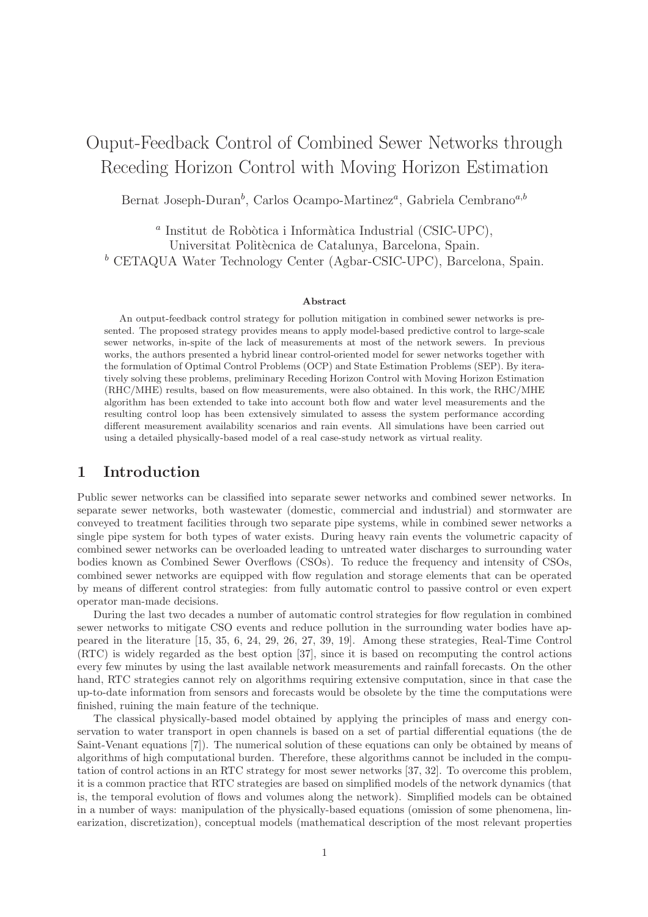# Ouput-Feedback Control of Combined Sewer Networks through Receding Horizon Control with Moving Horizon Estimation

Bernat Joseph-Duran[b], Carlos Ocampo-Martinez[a], Gabriela Cembrano[a,b]

[a] Institut de Robòtica i Informàtica Industrial (CSIC-UPC), Universitat Politècnica de Catalunya, Barcelona, Spain.
[b] CETAQUA Water Technology Center (Agbar-CSIC-UPC), Barcelona, Spain.

**Abstract**

An output-feedback control strategy for pollution mitigation in combined sewer networks is presented. The proposed strategy provides means to apply model-based predictive control to large-scale sewer networks, in-spite of the lack of measurements at most of the network sewers. In previous works, the authors presented a hybrid linear control-oriented model for sewer networks together with the formulation of Optimal Control Problems (OCP) and State Estimation Problems (SEP). By iteratively solving these problems, preliminary Receding Horizon Control with Moving Horizon Estimation (RHC/MHE) results, based on flow measurements, were also obtained. In this work, the RHC/MHE algorithm has been extended to take into account both flow and water level measurements and the resulting control loop has been extensively simulated to assess the system performance according different measurement availability scenarios and rain events. All simulations have been carried out using a detailed physically-based model of a real case-study network as virtual reality.

## 1 Introduction

Public sewer networks can be classified into separate sewer networks and combined sewer networks. In separate sewer networks, both wastewater (domestic, commercial and industrial) and stormwater are conveyed to treatment facilities through two separate pipe systems, while in combined sewer networks a single pipe system for both types of water exists. During heavy rain events the volumetric capacity of combined sewer networks can be overloaded leading to untreated water discharges to surrounding water bodies known as Combined Sewer Overflows (CSOs). To reduce the frequency and intensity of CSOs, combined sewer networks are equipped with flow regulation and storage elements that can be operated by means of different control strategies: from fully automatic control to passive control or even expert operator man-made decisions.

During the last two decades a number of automatic control strategies for flow regulation in combined sewer networks to mitigate CSO events and reduce pollution in the surrounding water bodies have appeared in the literature [15, 35, 6, 24, 29, 26, 27, 39, 19]. Among these strategies, Real-Time Control (RTC) is widely regarded as the best option [37], since it is based on recomputing the control actions every few minutes by using the last available network measurements and rainfall forecasts. On the other hand, RTC strategies cannot rely on algorithms requiring extensive computation, since in that case the up-to-date information from sensors and forecasts would be obsolete by the time the computations were finished, ruining the main feature of the technique.

The classical physically-based model obtained by applying the principles of mass and energy conservation to water transport in open channels is based on a set of partial differential equations (the de Saint-Venant equations [7]). The numerical solution of these equations can only be obtained by means of algorithms of high computational burden. Therefore, these algorithms cannot be included in the computation of control actions in an RTC strategy for most sewer networks [37, 32]. To overcome this problem, it is a common practice that RTC strategies are based on simplified models of the network dynamics (that is, the temporal evolution of flows and volumes along the network). Simplified models can be obtained in a number of ways: manipulation of the physically-based equations (omission of some phenomena, linearization, discretization), conceptual models (mathematical description of the most relevant properties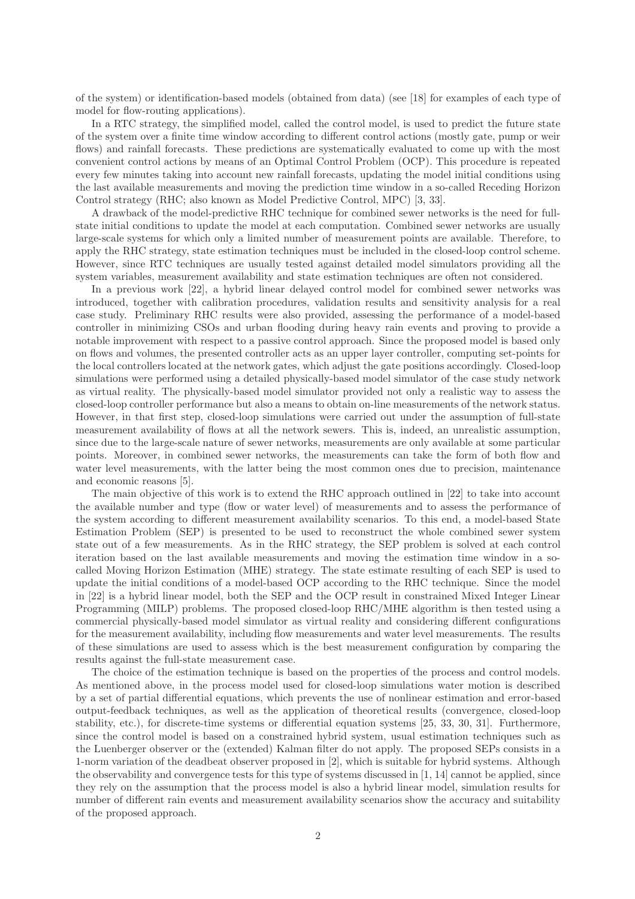of the system) or identification-based models (obtained from data) (see [18] for examples of each type of model for flow-routing applications).

In a RTC strategy, the simplified model, called the control model, is used to predict the future state of the system over a finite time window according to different control actions (mostly gate, pump or weir flows) and rainfall forecasts. These predictions are systematically evaluated to come up with the most convenient control actions by means of an Optimal Control Problem (OCP). This procedure is repeated every few minutes taking into account new rainfall forecasts, updating the model initial conditions using the last available measurements and moving the prediction time window in a so-called Receding Horizon Control strategy (RHC; also known as Model Predictive Control, MPC) [3, 33].

A drawback of the model-predictive RHC technique for combined sewer networks is the need for full-state initial conditions to update the model at each computation. Combined sewer networks are usually large-scale systems for which only a limited number of measurement points are available. Therefore, to apply the RHC strategy, state estimation techniques must be included in the closed-loop control scheme. However, since RTC techniques are usually tested against detailed model simulators providing all the system variables, measurement availability and state estimation techniques are often not considered.

In a previous work [22], a hybrid linear delayed control model for combined sewer networks was introduced, together with calibration procedures, validation results and sensitivity analysis for a real case study. Preliminary RHC results were also provided, assessing the performance of a model-based controller in minimizing CSOs and urban flooding during heavy rain events and proving to provide a notable improvement with respect to a passive control approach. Since the proposed model is based only on flows and volumes, the presented controller acts as an upper layer controller, computing set-points for the local controllers located at the network gates, which adjust the gate positions accordingly. Closed-loop simulations were performed using a detailed physically-based model simulator of the case study network as virtual reality. The physically-based model simulator provided not only a realistic way to assess the closed-loop controller performance but also a means to obtain on-line measurements of the network status. However, in that first step, closed-loop simulations were carried out under the assumption of full-state measurement availability of flows at all the network sewers. This is, indeed, an unrealistic assumption, since due to the large-scale nature of sewer networks, measurements are only available at some particular points. Moreover, in combined sewer networks, the measurements can take the form of both flow and water level measurements, with the latter being the most common ones due to precision, maintenance and economic reasons [5].

The main objective of this work is to extend the RHC approach outlined in [22] to take into account the available number and type (flow or water level) of measurements and to assess the performance of the system according to different measurement availability scenarios. To this end, a model-based State Estimation Problem (SEP) is presented to be used to reconstruct the whole combined sewer system state out of a few measurements. As in the RHC strategy, the SEP problem is solved at each control iteration based on the last available measurements and moving the estimation time window in a so-called Moving Horizon Estimation (MHE) strategy. The state estimate resulting of each SEP is used to update the initial conditions of a model-based OCP according to the RHC technique. Since the model in [22] is a hybrid linear model, both the SEP and the OCP result in constrained Mixed Integer Linear Programming (MILP) problems. The proposed closed-loop RHC/MHE algorithm is then tested using a commercial physically-based model simulator as virtual reality and considering different configurations for the measurement availability, including flow measurements and water level measurements. The results of these simulations are used to assess which is the best measurement configuration by comparing the results against the full-state measurement case.

The choice of the estimation technique is based on the properties of the process and control models. As mentioned above, in the process model used for closed-loop simulations water motion is described by a set of partial differential equations, which prevents the use of nonlinear estimation and error-based output-feedback techniques, as well as the application of theoretical results (convergence, closed-loop stability, etc.), for discrete-time systems or differential equation systems [25, 33, 30, 31]. Furthermore, since the control model is based on a constrained hybrid system, usual estimation techniques such as the Luenberger observer or the (extended) Kalman filter do not apply. The proposed SEPs consists in a 1-norm variation of the deadbeat observer proposed in [2], which is suitable for hybrid systems. Although the observability and convergence tests for this type of systems discussed in [1, 14] cannot be applied, since they rely on the assumption that the process model is also a hybrid linear model, simulation results for number of different rain events and measurement availability scenarios show the accuracy and suitability of the proposed approach.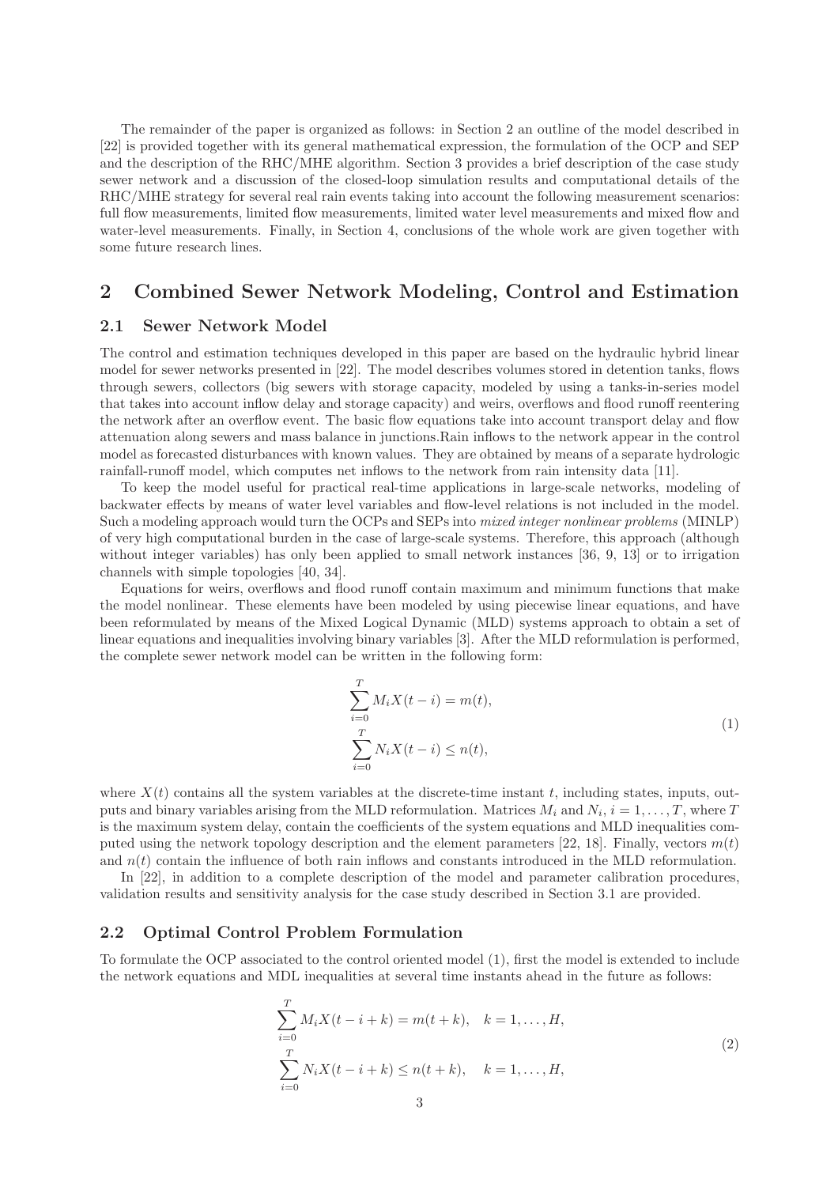The remainder of the paper is organized as follows: in Section 2 an outline of the model described in [22] is provided together with its general mathematical expression, the formulation of the OCP and SEP and the description of the RHC/MHE algorithm. Section 3 provides a brief description of the case study sewer network and a discussion of the closed-loop simulation results and computational details of the RHC/MHE strategy for several real rain events taking into account the following measurement scenarios: full flow measurements, limited flow measurements, limited water level measurements and mixed flow and water-level measurements. Finally, in Section 4, conclusions of the whole work are given together with some future research lines.

## 2 Combined Sewer Network Modeling, Control and Estimation

### 2.1 Sewer Network Model

The control and estimation techniques developed in this paper are based on the hydraulic hybrid linear model for sewer networks presented in [22]. The model describes volumes stored in detention tanks, flows through sewers, collectors (big sewers with storage capacity, modeled by using a tanks-in-series model that takes into account inflow delay and storage capacity) and weirs, overflows and flood runoff reentering the network after an overflow event. The basic flow equations take into account transport delay and flow attenuation along sewers and mass balance in junctions.Rain inflows to the network appear in the control model as forecasted disturbances with known values. They are obtained by means of a separate hydrologic rainfall-runoff model, which computes net inflows to the network from rain intensity data [11].

To keep the model useful for practical real-time applications in large-scale networks, modeling of backwater effects by means of water level variables and flow-level relations is not included in the model. Such a modeling approach would turn the OCPs and SEPs into *mixed integer nonlinear problems* (MINLP) of very high computational burden in the case of large-scale systems. Therefore, this approach (although without integer variables) has only been applied to small network instances [36, 9, 13] or to irrigation channels with simple topologies [40, 34].

Equations for weirs, overflows and flood runoff contain maximum and minimum functions that make the model nonlinear. These elements have been modeled by using piecewise linear equations, and have been reformulated by means of the Mixed Logical Dynamic (MLD) systems approach to obtain a set of linear equations and inequalities involving binary variables [3]. After the MLD reformulation is performed, the complete sewer network model can be written in the following form:

$$
\begin{aligned}
\sum_{i=0}^{T} M_i X(t-i) &= m(t), \\
\sum_{i=0}^{T} N_i X(t-i) &\leq n(t),
\end{aligned}
\tag{1}
$$

where $X(t)$ contains all the system variables at the discrete-time instant $t$, including states, inputs, outputs and binary variables arising from the MLD reformulation. Matrices $M_i$ and $N_i$, $i = 1, \ldots, T$, where $T$ is the maximum system delay, contain the coefficients of the system equations and MLD inequalities computed using the network topology description and the element parameters [22, 18]. Finally, vectors $m(t)$ and $n(t)$ contain the influence of both rain inflows and constants introduced in the MLD reformulation.

In [22], in addition to a complete description of the model and parameter calibration procedures, validation results and sensitivity analysis for the case study described in Section 3.1 are provided.

### 2.2 Optimal Control Problem Formulation

To formulate the OCP associated to the control oriented model (1), first the model is extended to include the network equations and MDL inequalities at several time instants ahead in the future as follows:

$$
\begin{aligned}
\sum_{i=0}^{T} M_i X(t-i+k) &= m(t+k), \quad k = 1, \ldots, H, \\
\sum_{i=0}^{T} N_i X(t-i+k) &\leq n(t+k), \quad k = 1, \ldots, H,
\end{aligned}
\tag{2}
$$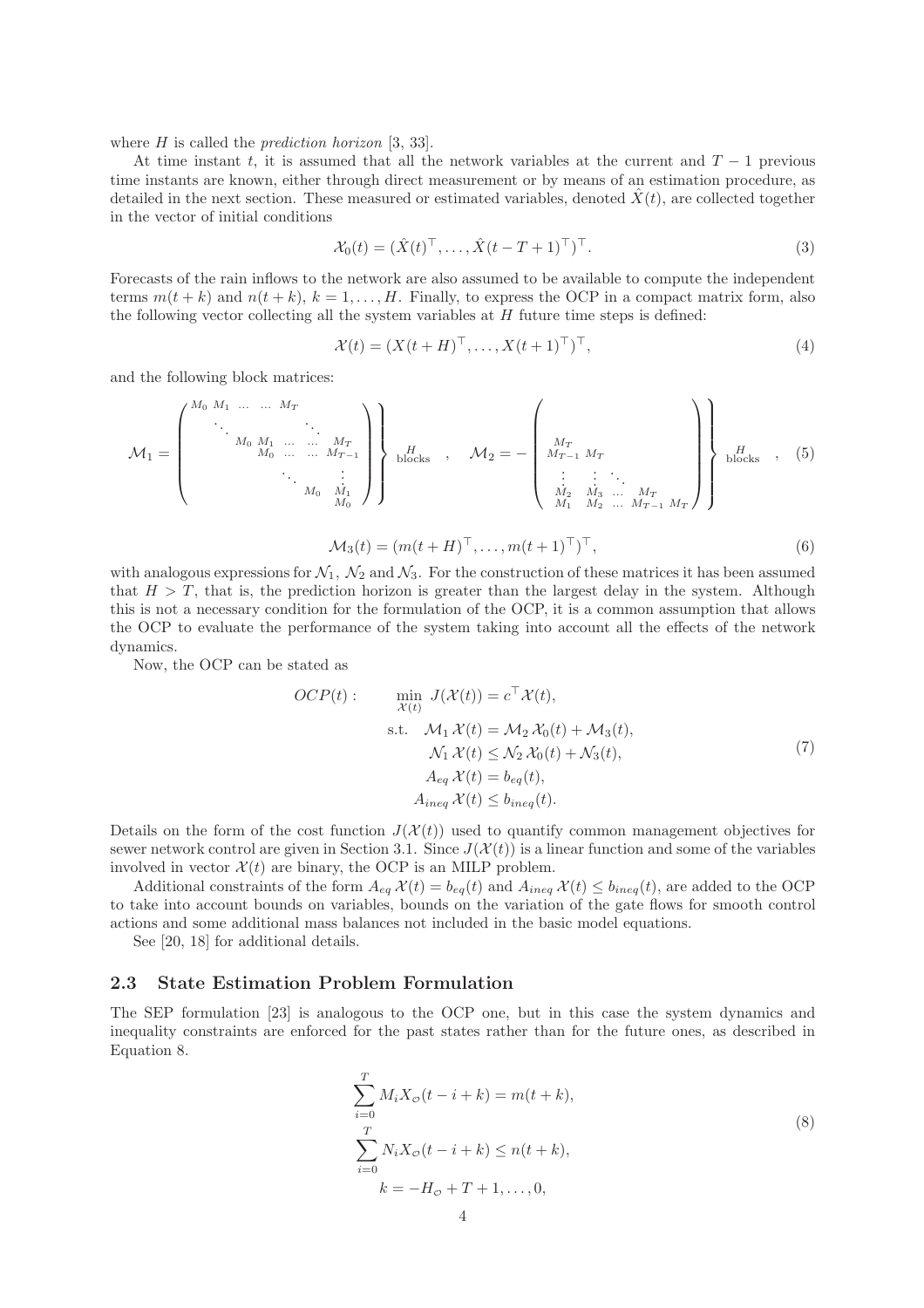where $H$ is called the *prediction horizon* [3, 33].

At time instant $t$, it is assumed that all the network variables at the current and $T-1$ previous time instants are known, either through direct measurement or by means of an estimation procedure, as detailed in the next section. These measured or estimated variables, denoted $\hat{X}(t)$, are collected together in the vector of initial conditions

$$\mathcal{X}_0(t) = (\hat{X}(t)^\top, \dots, \hat{X}(t-T+1)^\top)^\top. \tag{3}$$

Forecasts of the rain inflows to the network are also assumed to be available to compute the independent terms $m(t+k)$ and $n(t+k)$, $k = 1, \dots, H$. Finally, to express the OCP in a compact matrix form, also the following vector collecting all the system variables at $H$ future time steps is defined:

$$\mathcal{X}(t) = (X(t+H)^\top, \dots, X(t+1)^\top)^\top, \tag{4}$$

and the following block matrices:

$$\mathcal{M}_1 = \left.\begin{pmatrix} M_0 & M_1 & \dots & \dots & M_T & & & \\ & \ddots & & & & \ddots & & \\ & & M_0 & M_1 & \dots & \dots & M_T & \\ & & & M_0 & \dots & \dots & M_{T-1} & \\ & & & & \ddots & & \vdots & \\ & & & & & M_0 & M_1 & \\ & & & & & & M_0 & \end{pmatrix}\right\} \begin{smallmatrix} H \\ \text{blocks} \end{smallmatrix}, \quad \mathcal{M}_2 = -\left.\begin{pmatrix} & & & & \\ & & & & \\ M_T & & & & \\ M_{T-1} & M_T & & & \\ \vdots & \vdots & \ddots & & \\ M_2 & M_3 & \dots & M_T & \\ M_1 & M_2 & \dots & M_{T-1} & M_T \end{pmatrix}\right\} \begin{smallmatrix} H \\ \text{blocks} \end{smallmatrix}, \tag{5}$$

$$\mathcal{M}_3(t) = (m(t+H)^\top, \dots, m(t+1)^\top)^\top, \tag{6}$$

with analogous expressions for $\mathcal{N}_1$, $\mathcal{N}_2$ and $\mathcal{N}_3$. For the construction of these matrices it has been assumed that $H > T$, that is, the prediction horizon is greater than the largest delay in the system. Although this is not a necessary condition for the formulation of the OCP, it is a common assumption that allows the OCP to evaluate the performance of the system taking into account all the effects of the network dynamics.

Now, the OCP can be stated as

$$\begin{aligned} OCP(t): \qquad \min_{\mathcal{X}(t)} \; & J(\mathcal{X}(t)) = c^\top \mathcal{X}(t), \\ \text{s.t.} \quad & \mathcal{M}_1\, \mathcal{X}(t) = \mathcal{M}_2\, \mathcal{X}_0(t) + \mathcal{M}_3(t), \\ & \mathcal{N}_1\, \mathcal{X}(t) \le \mathcal{N}_2\, \mathcal{X}_0(t) + \mathcal{N}_3(t), \\ & A_{eq}\, \mathcal{X}(t) = b_{eq}(t), \\ & A_{ineq}\, \mathcal{X}(t) \le b_{ineq}(t). \end{aligned} \tag{7}$$

Details on the form of the cost function $J(\mathcal{X}(t))$ used to quantify common management objectives for sewer network control are given in Section 3.1. Since $J(\mathcal{X}(t))$ is a linear function and some of the variables involved in vector $\mathcal{X}(t)$ are binary, the OCP is an MILP problem.

Additional constraints of the form $A_{eq}\, \mathcal{X}(t) = b_{eq}(t)$ and $A_{ineq}\, \mathcal{X}(t) \le b_{ineq}(t)$, are added to the OCP to take into account bounds on variables, bounds on the variation of the gate flows for smooth control actions and some additional mass balances not included in the basic model equations.

See [20, 18] for additional details.

## 2.3 State Estimation Problem Formulation

The SEP formulation [23] is analogous to the OCP one, but in this case the system dynamics and inequality constraints are enforced for the past states rather than for the future ones, as described in Equation 8.

$$\begin{aligned} \sum_{i=0}^{T} M_i X_{\mathcal{O}}(t-i+k) &= m(t+k), \\ \sum_{i=0}^{T} N_i X_{\mathcal{O}}(t-i+k) &\le n(t+k), \\ k &= -H_{\mathcal{O}} + T + 1, \dots, 0, \end{aligned} \tag{8}$$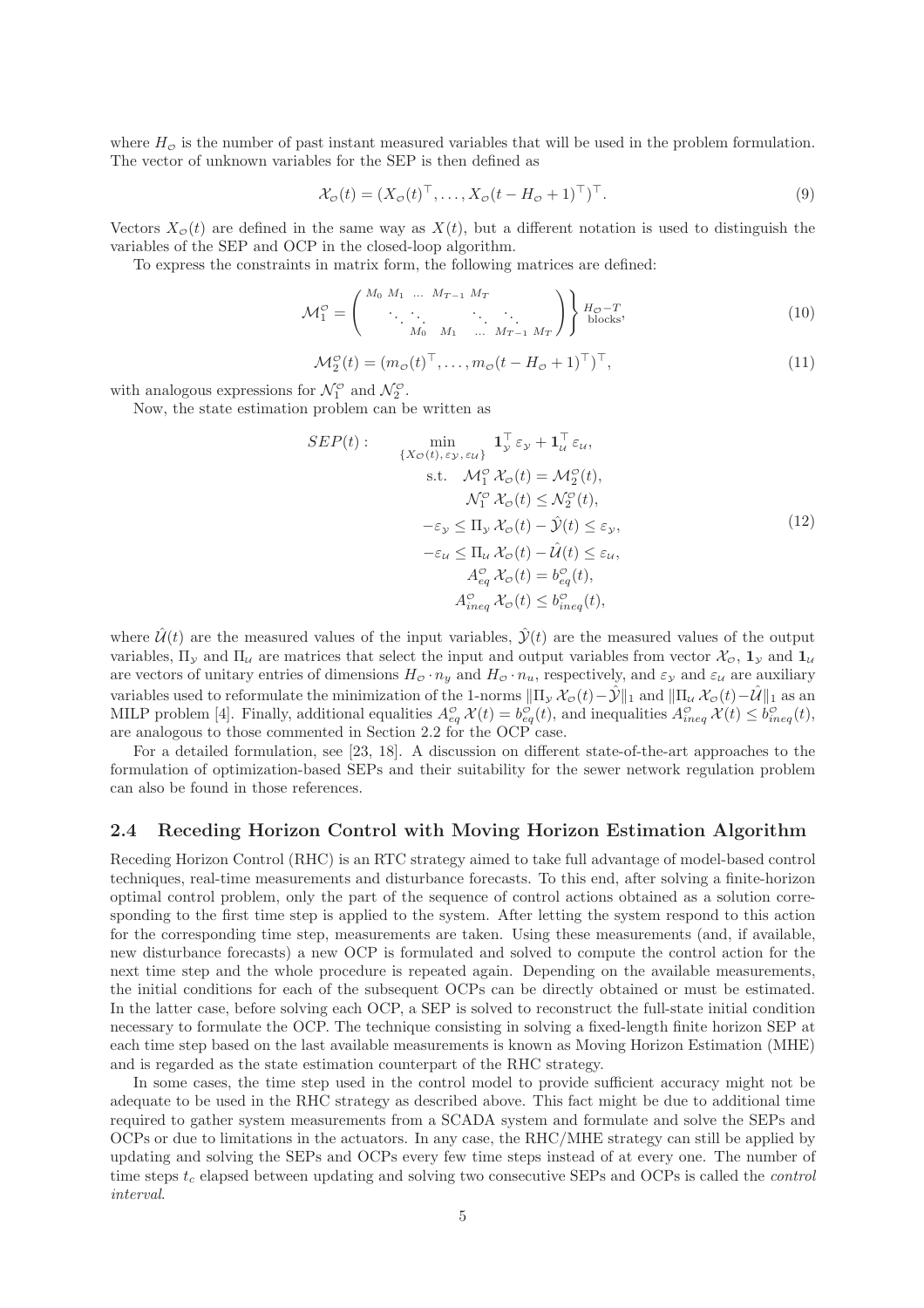where $H_{\mathcal{O}}$ is the number of past instant measured variables that will be used in the problem formulation. The vector of unknown variables for the SEP is then defined as

$$\mathcal{X}_{\mathcal{O}}(t) = (X_{\mathcal{O}}(t)^{\top}, \ldots, X_{\mathcal{O}}(t - H_{\mathcal{O}} + 1)^{\top})^{\top}. \tag{9}$$

Vectors $X_{\mathcal{O}}(t)$ are defined in the same way as $X(t)$, but a different notation is used to distinguish the variables of the SEP and OCP in the closed-loop algorithm.

To express the constraints in matrix form, the following matrices are defined:

$$\mathcal{M}_1^{\mathcal{O}} = \left( \begin{array}{ccccccc} M_0 & M_1 & \ldots & M_{T-1} & M_T & & \\ & \ddots & \ddots & & \ddots & \ddots & \\ & & M_0 & M_1 & \ldots & M_{T-1} & M_T \end{array} \right) \Bigg\} \begin{array}{c} H_{\mathcal{O}}-T \\ \text{blocks} \end{array}, \tag{10}$$

$$\mathcal{M}_2^{\mathcal{O}}(t) = (m_{\mathcal{O}}(t)^{\top}, \ldots, m_{\mathcal{O}}(t - H_{\mathcal{O}} + 1)^{\top})^{\top}, \tag{11}$$

with analogous expressions for $\mathcal{N}_1^{\mathcal{O}}$ and $\mathcal{N}_2^{\mathcal{O}}$.

Now, the state estimation problem can be written as

$$\begin{aligned} SEP(t): \qquad & \min_{\{X_{\mathcal{O}}(t),\, \varepsilon_{\mathcal{Y}},\, \varepsilon_{\mathcal{U}}\}} \ \mathbf{1}_{\mathcal{Y}}^{\top} \varepsilon_{\mathcal{Y}} + \mathbf{1}_{\mathcal{U}}^{\top} \varepsilon_{\mathcal{U}}, \\ & \text{s.t.} \quad \mathcal{M}_1^{\mathcal{O}} \mathcal{X}_{\mathcal{O}}(t) = \mathcal{M}_2^{\mathcal{O}}(t), \\ & \qquad \mathcal{N}_1^{\mathcal{O}} \mathcal{X}_{\mathcal{O}}(t) \leq \mathcal{N}_2^{\mathcal{O}}(t), \\ & \qquad -\varepsilon_{\mathcal{Y}} \leq \Pi_{\mathcal{Y}} \mathcal{X}_{\mathcal{O}}(t) - \hat{\mathcal{Y}}(t) \leq \varepsilon_{\mathcal{Y}}, \\ & \qquad -\varepsilon_{\mathcal{U}} \leq \Pi_{\mathcal{U}} \mathcal{X}_{\mathcal{O}}(t) - \hat{\mathcal{U}}(t) \leq \varepsilon_{\mathcal{U}}, \\ & \qquad A_{eq}^{\mathcal{O}} \mathcal{X}_{\mathcal{O}}(t) = b_{eq}^{\mathcal{O}}(t), \\ & \qquad A_{ineq}^{\mathcal{O}} \mathcal{X}_{\mathcal{O}}(t) \leq b_{ineq}^{\mathcal{O}}(t), \end{aligned} \tag{12}$$

where $\hat{\mathcal{U}}(t)$ are the measured values of the input variables, $\hat{\mathcal{Y}}(t)$ are the measured values of the output variables, $\Pi_{\mathcal{Y}}$ and $\Pi_{\mathcal{U}}$ are matrices that select the input and output variables from vector $\mathcal{X}_{\mathcal{O}}$, $\mathbf{1}_{\mathcal{Y}}$ and $\mathbf{1}_{\mathcal{U}}$ are vectors of unitary entries of dimensions $H_{\mathcal{O}} \cdot n_y$ and $H_{\mathcal{O}} \cdot n_u$, respectively, and $\varepsilon_{\mathcal{Y}}$ and $\varepsilon_{\mathcal{U}}$ are auxiliary variables used to reformulate the minimization of the 1-norms $\|\Pi_{\mathcal{Y}} \mathcal{X}_{\mathcal{O}}(t) - \hat{\mathcal{Y}}\|_1$ and $\|\Pi_{\mathcal{U}} \mathcal{X}_{\mathcal{O}}(t) - \hat{\mathcal{U}}\|_1$ as an MILP problem [4]. Finally, additional equalities $A_{eq}^{\mathcal{O}} \mathcal{X}(t) = b_{eq}^{\mathcal{O}}(t)$, and inequalities $A_{ineq}^{\mathcal{O}} \mathcal{X}(t) \leq b_{ineq}^{\mathcal{O}}(t)$, are analogous to those commented in Section 2.2 for the OCP case.

For a detailed formulation, see [23, 18]. A discussion on different state-of-the-art approaches to the formulation of optimization-based SEPs and their suitability for the sewer network regulation problem can also be found in those references.

## 2.4 Receding Horizon Control with Moving Horizon Estimation Algorithm

Receding Horizon Control (RHC) is an RTC strategy aimed to take full advantage of model-based control techniques, real-time measurements and disturbance forecasts. To this end, after solving a finite-horizon optimal control problem, only the part of the sequence of control actions obtained as a solution corresponding to the first time step is applied to the system. After letting the system respond to this action for the corresponding time step, measurements are taken. Using these measurements (and, if available, new disturbance forecasts) a new OCP is formulated and solved to compute the control action for the next time step and the whole procedure is repeated again. Depending on the available measurements, the initial conditions for each of the subsequent OCPs can be directly obtained or must be estimated. In the latter case, before solving each OCP, a SEP is solved to reconstruct the full-state initial condition necessary to formulate the OCP. The technique consisting in solving a fixed-length finite horizon SEP at each time step based on the last available measurements is known as Moving Horizon Estimation (MHE) and is regarded as the state estimation counterpart of the RHC strategy.

In some cases, the time step used in the control model to provide sufficient accuracy might not be adequate to be used in the RHC strategy as described above. This fact might be due to additional time required to gather system measurements from a SCADA system and formulate and solve the SEPs and OCPs or due to limitations in the actuators. In any case, the RHC/MHE strategy can still be applied by updating and solving the SEPs and OCPs every few time steps instead of at every one. The number of time steps $t_c$ elapsed between updating and solving two consecutive SEPs and OCPs is called the *control interval*.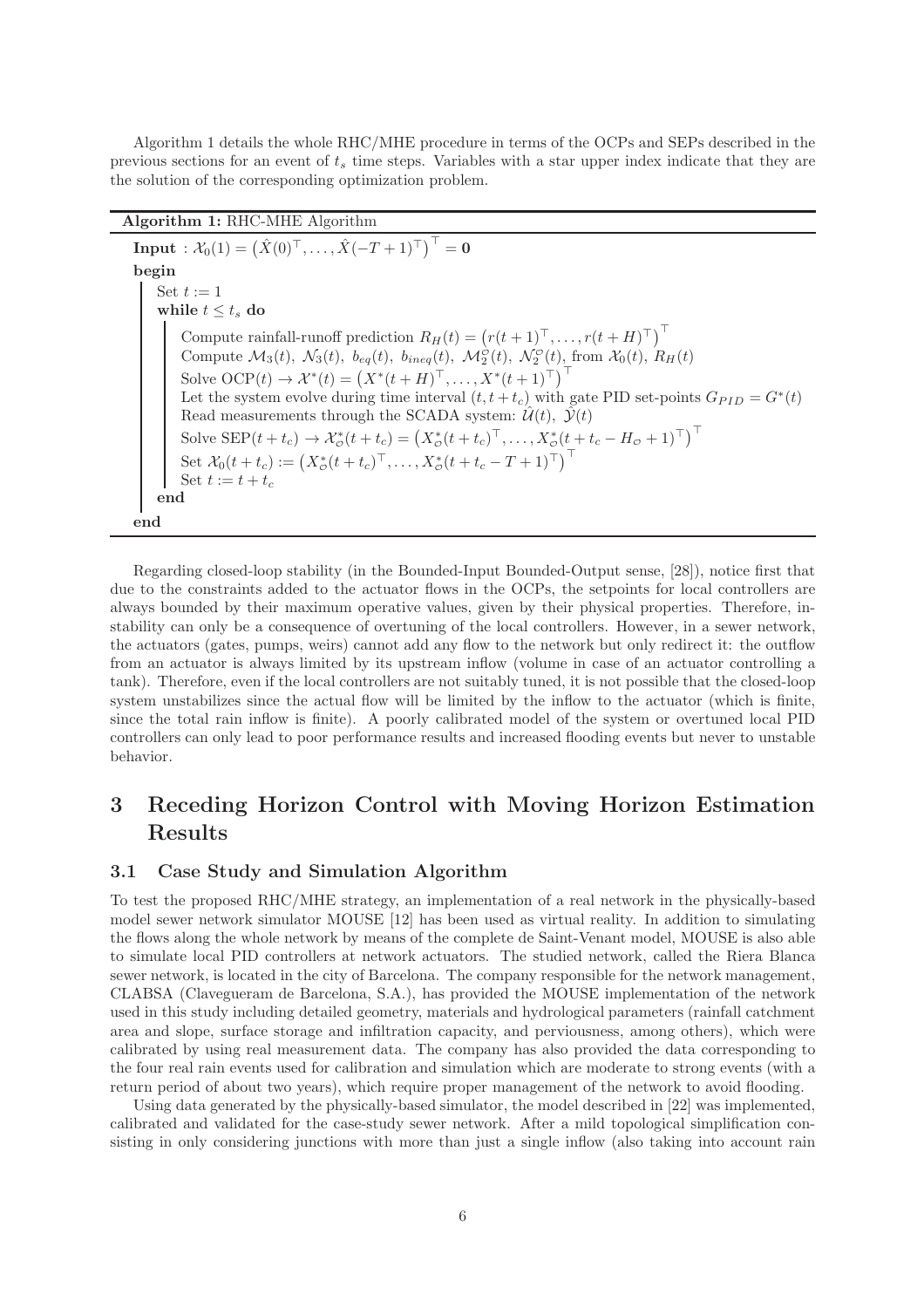Algorithm 1 details the whole RHC/MHE procedure in terms of the OCPs and SEPs described in the previous sections for an event of $t_s$ time steps. Variables with a star upper index indicate that they are the solution of the corresponding optimization problem.

**Algorithm 1:** RHC-MHE Algorithm

**Input** : $\mathcal{X}_0(1) = \left(\hat{X}(0)^\top, \ldots, \hat{X}(-T+1)^\top\right)^\top = \mathbf{0}$

**begin**

  Set $t := 1$

  **while** $t \leq t_s$ **do**

    Compute rainfall-runoff prediction $R_H(t) = \left(r(t+1)^\top, \ldots, r(t+H)^\top\right)^\top$

    Compute $\mathcal{M}_3(t)$, $\mathcal{N}_3(t)$, $b_{eq}(t)$, $b_{ineq}(t)$, $\mathcal{M}_2^{\mathcal{O}}(t)$, $\mathcal{N}_2^{\mathcal{O}}(t)$, from $\mathcal{X}_0(t)$, $R_H(t)$

    Solve $\text{OCP}(t) \rightarrow \mathcal{X}^*(t) = \left(X^*(t+H)^\top, \ldots, X^*(t+1)^\top\right)^\top$

    Let the system evolve during time interval $(t, t+t_c)$ with gate PID set-points $G_{PID} = G^*(t)$

    Read measurements through the SCADA system: $\hat{\mathcal{U}}(t)$, $\hat{\mathcal{Y}}(t)$

    Solve $\text{SEP}(t+t_c) \rightarrow \mathcal{X}^*_{\mathcal{O}}(t+t_c) = \left(X^*_{\mathcal{O}}(t+t_c)^\top, \ldots, X^*_{\mathcal{O}}(t+t_c-H_{\mathcal{O}}+1)^\top\right)^\top$

    Set $\mathcal{X}_0(t+t_c) := \left(X^*_{\mathcal{O}}(t+t_c)^\top, \ldots, X^*_{\mathcal{O}}(t+t_c-T+1)^\top\right)^\top$

    Set $t := t+t_c$

  **end**

**end**

Regarding closed-loop stability (in the Bounded-Input Bounded-Output sense, [28]), notice first that due to the constraints added to the actuator flows in the OCPs, the setpoints for local controllers are always bounded by their maximum operative values, given by their physical properties. Therefore, instability can only be a consequence of overtuning of the local controllers. However, in a sewer network, the actuators (gates, pumps, weirs) cannot add any flow to the network but only redirect it: the outflow from an actuator is always limited by its upstream inflow (volume in case of an actuator controlling a tank). Therefore, even if the local controllers are not suitably tuned, it is not possible that the closed-loop system unstabilizes since the actual flow will be limited by the inflow to the actuator (which is finite, since the total rain inflow is finite). A poorly calibrated model of the system or overtuned local PID controllers can only lead to poor performance results and increased flooding events but never to unstable behavior.

# 3 Receding Horizon Control with Moving Horizon Estimation Results

## 3.1 Case Study and Simulation Algorithm

To test the proposed RHC/MHE strategy, an implementation of a real network in the physically-based model sewer network simulator MOUSE [12] has been used as virtual reality. In addition to simulating the flows along the whole network by means of the complete de Saint-Venant model, MOUSE is also able to simulate local PID controllers at network actuators. The studied network, called the Riera Blanca sewer network, is located in the city of Barcelona. The company responsible for the network management, CLABSA (Clavegueram de Barcelona, S.A.), has provided the MOUSE implementation of the network used in this study including detailed geometry, materials and hydrological parameters (rainfall catchment area and slope, surface storage and infiltration capacity, and perviousness, among others), which were calibrated by using real measurement data. The company has also provided the data corresponding to the four real rain events used for calibration and simulation which are moderate to strong events (with a return period of about two years), which require proper management of the network to avoid flooding.

Using data generated by the physically-based simulator, the model described in [22] was implemented, calibrated and validated for the case-study sewer network. After a mild topological simplification consisting in only considering junctions with more than just a single inflow (also taking into account rain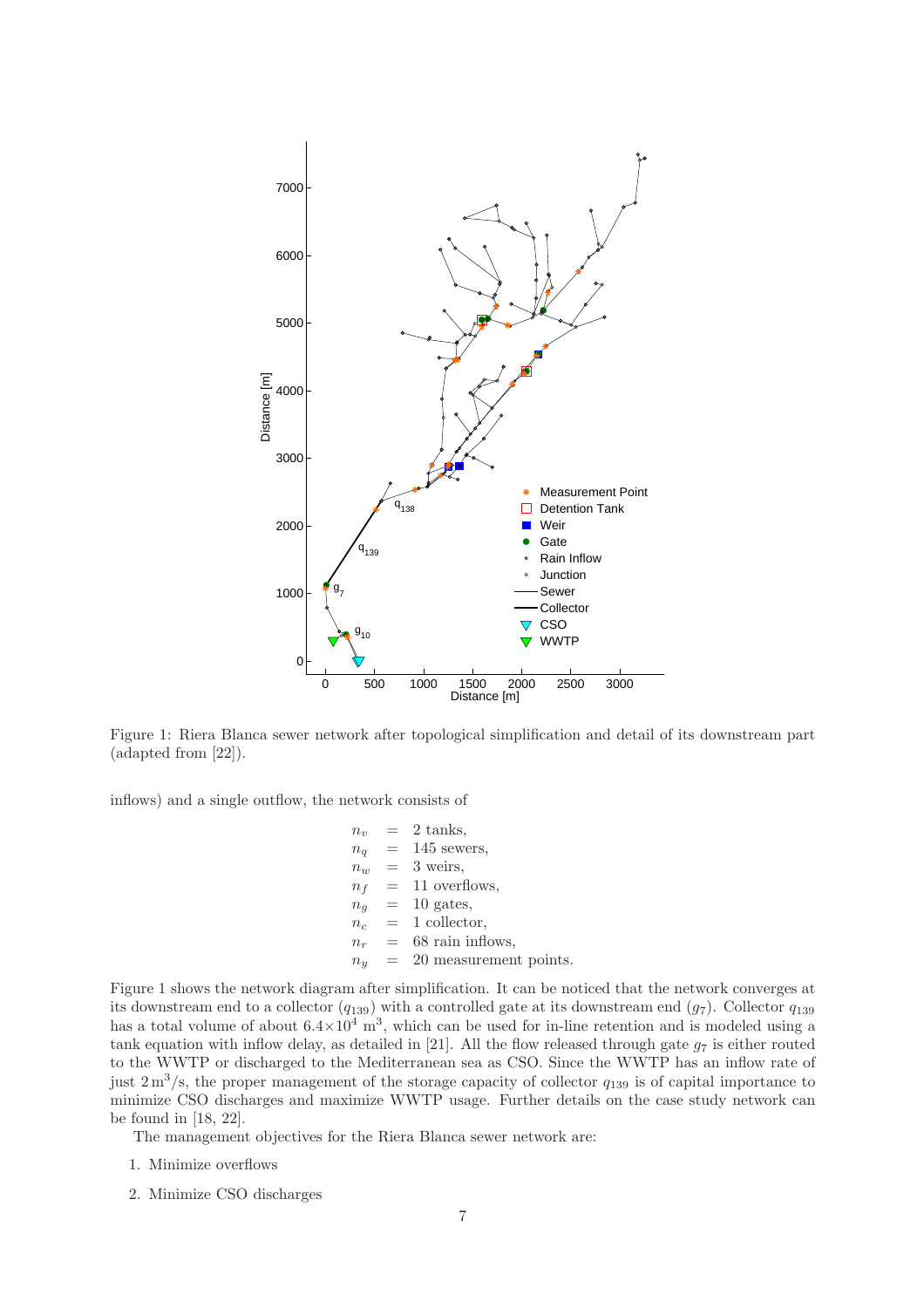Figure 1: Riera Blanca sewer network after topological simplification and detail of its downstream part (adapted from [22]).

inflows) and a single outflow, the network consists of

$$
\begin{aligned}
n_v &= 2 \text{ tanks},\\
n_q &= 145 \text{ sewers},\\
n_w &= 3 \text{ weirs},\\
n_f &= 11 \text{ overflows},\\
n_g &= 10 \text{ gates},\\
n_c &= 1 \text{ collector},\\
n_r &= 68 \text{ rain inflows},\\
n_y &= 20 \text{ measurement points.}
\end{aligned}
$$

Figure 1 shows the network diagram after simplification. It can be noticed that the network converges at its downstream end to a collector ($q_{139}$) with a controlled gate at its downstream end ($g_7$). Collector $q_{139}$ has a total volume of about $6.4\times10^4$ m$^3$, which can be used for in-line retention and is modeled using a tank equation with inflow delay, as detailed in [21]. All the flow released through gate $g_7$ is either routed to the WWTP or discharged to the Mediterranean sea as CSO. Since the WWTP has an inflow rate of just $2\,\mathrm{m}^3/\mathrm{s}$, the proper management of the storage capacity of collector $q_{139}$ is of capital importance to minimize CSO discharges and maximize WWTP usage. Further details on the case study network can be found in [18, 22].

The management objectives for the Riera Blanca sewer network are:

1. Minimize overflows
2. Minimize CSO discharges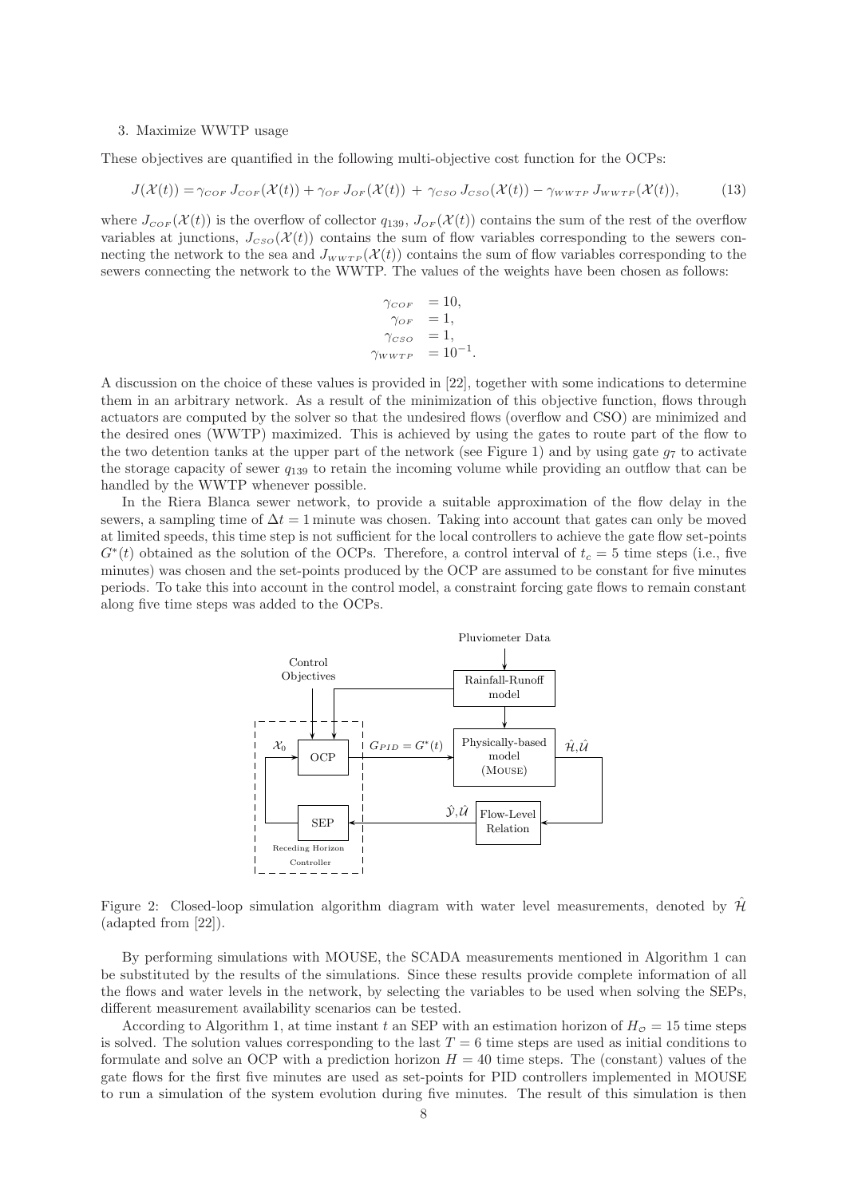3. Maximize WWTP usage

These objectives are quantified in the following multi-objective cost function for the OCPs:

$$J(\mathcal{X}(t)) = \gamma_{COF}\, J_{COF}(\mathcal{X}(t)) + \gamma_{OF}\, J_{OF}(\mathcal{X}(t)) + \gamma_{CSO}\, J_{CSO}(\mathcal{X}(t)) - \gamma_{WWTP}\, J_{WWTP}(\mathcal{X}(t)), \tag{13}$$

where $J_{COF}(\mathcal{X}(t))$ is the overflow of collector $q_{139}$, $J_{OF}(\mathcal{X}(t))$ contains the sum of the rest of the overflow variables at junctions, $J_{CSO}(\mathcal{X}(t))$ contains the sum of flow variables corresponding to the sewers connecting the network to the sea and $J_{WWTP}(\mathcal{X}(t))$ contains the sum of flow variables corresponding to the sewers connecting the network to the WWTP. The values of the weights have been chosen as follows:

$$\begin{aligned}
\gamma_{COF} &= 10, \\
\gamma_{OF} &= 1, \\
\gamma_{CSO} &= 1, \\
\gamma_{WWTP} &= 10^{-1}.
\end{aligned}$$

A discussion on the choice of these values is provided in [22], together with some indications to determine them in an arbitrary network. As a result of the minimization of this objective function, flows through actuators are computed by the solver so that the undesired flows (overflow and CSO) are minimized and the desired ones (WWTP) maximized. This is achieved by using the gates to route part of the flow to the two detention tanks at the upper part of the network (see Figure 1) and by using gate $g_7$ to activate the storage capacity of sewer $q_{139}$ to retain the incoming volume while providing an outflow that can be handled by the WWTP whenever possible.

In the Riera Blanca sewer network, to provide a suitable approximation of the flow delay in the sewers, a sampling time of $\Delta t = 1$ minute was chosen. Taking into account that gates can only be moved at limited speeds, this time step is not sufficient for the local controllers to achieve the gate flow set-points $G^*(t)$ obtained as the solution of the OCPs. Therefore, a control interval of $t_c = 5$ time steps (i.e., five minutes) was chosen and the set-points produced by the OCP are assumed to be constant for five minutes periods. To take this into account in the control model, a constraint forcing gate flows to remain constant along five time steps was added to the OCPs.

Figure 2: Closed-loop simulation algorithm diagram with water level measurements, denoted by $\hat{\mathcal{H}}$ (adapted from [22]).

By performing simulations with MOUSE, the SCADA measurements mentioned in Algorithm 1 can be substituted by the results of the simulations. Since these results provide complete information of all the flows and water levels in the network, by selecting the variables to be used when solving the SEPs, different measurement availability scenarios can be tested.

According to Algorithm 1, at time instant $t$ an SEP with an estimation horizon of $H_{\mathcal{O}} = 15$ time steps is solved. The solution values corresponding to the last $T = 6$ time steps are used as initial conditions to formulate and solve an OCP with a prediction horizon $H = 40$ time steps. The (constant) values of the gate flows for the first five minutes are used as set-points for PID controllers implemented in MOUSE to run a simulation of the system evolution during five minutes. The result of this simulation is then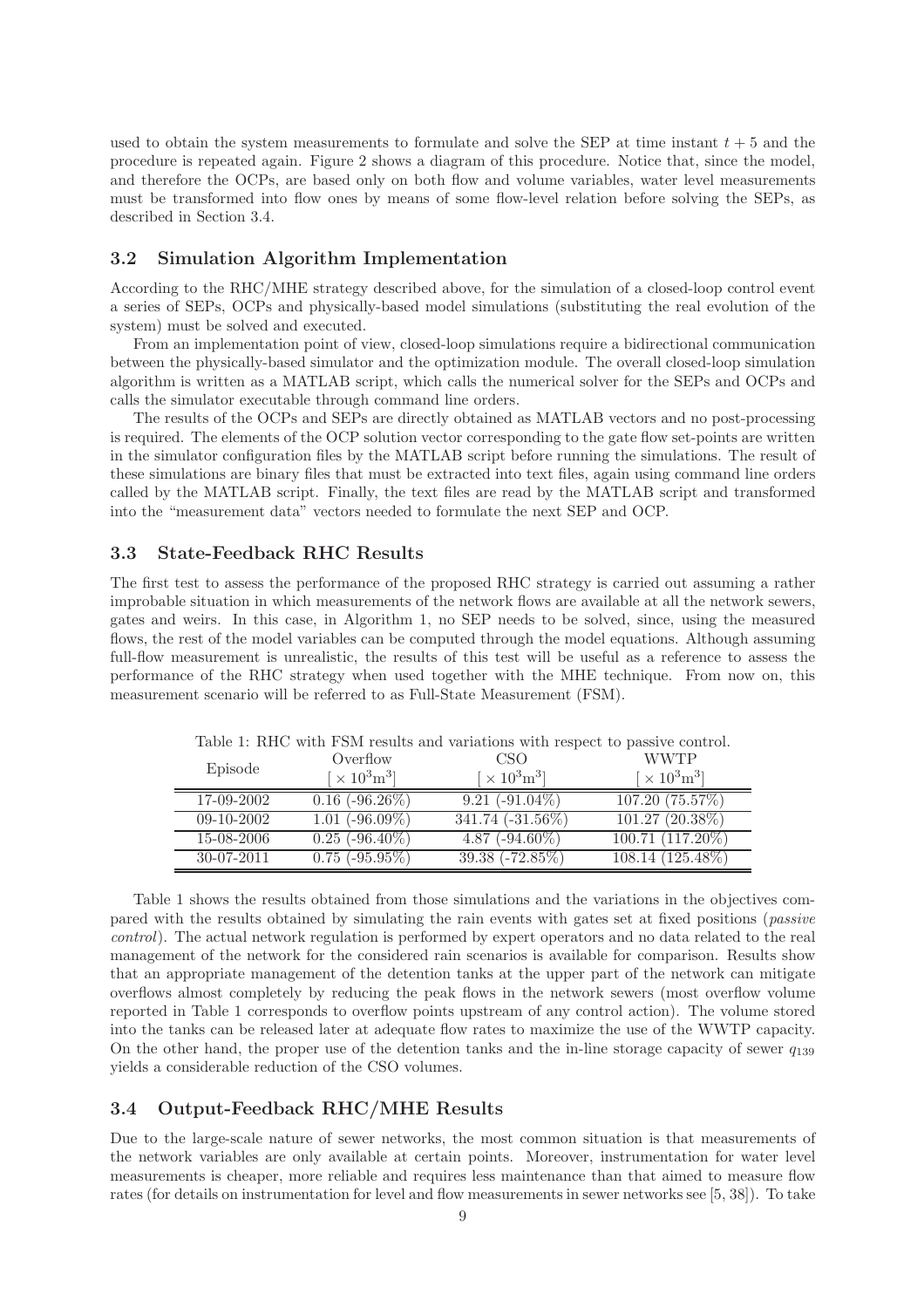used to obtain the system measurements to formulate and solve the SEP at time instant $t + 5$ and the procedure is repeated again. Figure 2 shows a diagram of this procedure. Notice that, since the model, and therefore the OCPs, are based only on both flow and volume variables, water level measurements must be transformed into flow ones by means of some flow-level relation before solving the SEPs, as described in Section 3.4.

### 3.2 Simulation Algorithm Implementation

According to the RHC/MHE strategy described above, for the simulation of a closed-loop control event a series of SEPs, OCPs and physically-based model simulations (substituting the real evolution of the system) must be solved and executed.

From an implementation point of view, closed-loop simulations require a bidirectional communication between the physically-based simulator and the optimization module. The overall closed-loop simulation algorithm is written as a MATLAB script, which calls the numerical solver for the SEPs and OCPs and calls the simulator executable through command line orders.

The results of the OCPs and SEPs are directly obtained as MATLAB vectors and no post-processing is required. The elements of the OCP solution vector corresponding to the gate flow set-points are written in the simulator configuration files by the MATLAB script before running the simulations. The result of these simulations are binary files that must be extracted into text files, again using command line orders called by the MATLAB script. Finally, the text files are read by the MATLAB script and transformed into the "measurement data" vectors needed to formulate the next SEP and OCP.

### 3.3 State-Feedback RHC Results

The first test to assess the performance of the proposed RHC strategy is carried out assuming a rather improbable situation in which measurements of the network flows are available at all the network sewers, gates and weirs. In this case, in Algorithm 1, no SEP needs to be solved, since, using the measured flows, the rest of the model variables can be computed through the model equations. Although assuming full-flow measurement is unrealistic, the results of this test will be useful as a reference to assess the performance of the RHC strategy when used together with the MHE technique. From now on, this measurement scenario will be referred to as Full-State Measurement (FSM).

Table 1: RHC with FSM results and variations with respect to passive control.

| Episode | Overflow $[\times 10^3\text{m}^3]$ | CSO $[\times 10^3\text{m}^3]$ | WWTP $[\times 10^3\text{m}^3]$ |
|---|---|---|---|
| 17-09-2002 | 0.16 (-96.26%) | 9.21 (-91.04%) | 107.20 (75.57%) |
| 09-10-2002 | 1.01 (-96.09%) | 341.74 (-31.56%) | 101.27 (20.38%) |
| 15-08-2006 | 0.25 (-96.40%) | 4.87 (-94.60%) | 100.71 (117.20%) |
| 30-07-2011 | 0.75 (-95.95%) | 39.38 (-72.85%) | 108.14 (125.48%) |

Table 1 shows the results obtained from those simulations and the variations in the objectives compared with the results obtained by simulating the rain events with gates set at fixed positions (*passive control*). The actual network regulation is performed by expert operators and no data related to the real management of the network for the considered rain scenarios is available for comparison. Results show that an appropriate management of the detention tanks at the upper part of the network can mitigate overflows almost completely by reducing the peak flows in the network sewers (most overflow volume reported in Table 1 corresponds to overflow points upstream of any control action). The volume stored into the tanks can be released later at adequate flow rates to maximize the use of the WWTP capacity. On the other hand, the proper use of the detention tanks and the in-line storage capacity of sewer $q_{139}$ yields a considerable reduction of the CSO volumes.

### 3.4 Output-Feedback RHC/MHE Results

Due to the large-scale nature of sewer networks, the most common situation is that measurements of the network variables are only available at certain points. Moreover, instrumentation for water level measurements is cheaper, more reliable and requires less maintenance than that aimed to measure flow rates (for details on instrumentation for level and flow measurements in sewer networks see [5, 38]). To take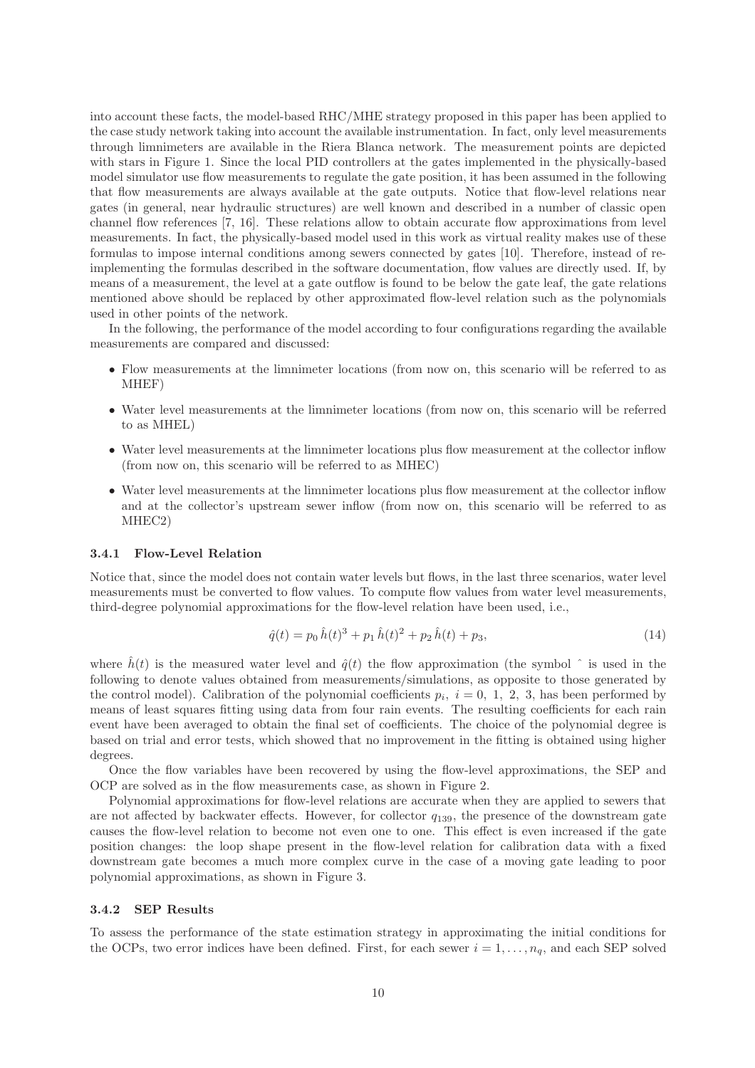into account these facts, the model-based RHC/MHE strategy proposed in this paper has been applied to the case study network taking into account the available instrumentation. In fact, only level measurements through limnimeters are available in the Riera Blanca network. The measurement points are depicted with stars in Figure 1. Since the local PID controllers at the gates implemented in the physically-based model simulator use flow measurements to regulate the gate position, it has been assumed in the following that flow measurements are always available at the gate outputs. Notice that flow-level relations near gates (in general, near hydraulic structures) are well known and described in a number of classic open channel flow references [7, 16]. These relations allow to obtain accurate flow approximations from level measurements. In fact, the physically-based model used in this work as virtual reality makes use of these formulas to impose internal conditions among sewers connected by gates [10]. Therefore, instead of re-implementing the formulas described in the software documentation, flow values are directly used. If, by means of a measurement, the level at a gate outflow is found to be below the gate leaf, the gate relations mentioned above should be replaced by other approximated flow-level relation such as the polynomials used in other points of the network.

In the following, the performance of the model according to four configurations regarding the available measurements are compared and discussed:

- Flow measurements at the limnimeter locations (from now on, this scenario will be referred to as MHEF)
- Water level measurements at the limnimeter locations (from now on, this scenario will be referred to as MHEL)
- Water level measurements at the limnimeter locations plus flow measurement at the collector inflow (from now on, this scenario will be referred to as MHEC)
- Water level measurements at the limnimeter locations plus flow measurement at the collector inflow and at the collector's upstream sewer inflow (from now on, this scenario will be referred to as MHEC2)

### 3.4.1 Flow-Level Relation

Notice that, since the model does not contain water levels but flows, in the last three scenarios, water level measurements must be converted to flow values. To compute flow values from water level measurements, third-degree polynomial approximations for the flow-level relation have been used, i.e.,

$$\hat{q}(t) = p_0\,\hat{h}(t)^3 + p_1\,\hat{h}(t)^2 + p_2\,\hat{h}(t) + p_3, \tag{14}$$

where $\hat{h}(t)$ is the measured water level and $\hat{q}(t)$ the flow approximation (the symbol $\hat{}$ is used in the following to denote values obtained from measurements/simulations, as opposite to those generated by the control model). Calibration of the polynomial coefficients $p_i,\ i = 0,\ 1,\ 2,\ 3$, has been performed by means of least squares fitting using data from four rain events. The resulting coefficients for each rain event have been averaged to obtain the final set of coefficients. The choice of the polynomial degree is based on trial and error tests, which showed that no improvement in the fitting is obtained using higher degrees.

Once the flow variables have been recovered by using the flow-level approximations, the SEP and OCP are solved as in the flow measurements case, as shown in Figure 2.

Polynomial approximations for flow-level relations are accurate when they are applied to sewers that are not affected by backwater effects. However, for collector $q_{139}$, the presence of the downstream gate causes the flow-level relation to become not even one to one. This effect is even increased if the gate position changes: the loop shape present in the flow-level relation for calibration data with a fixed downstream gate becomes a much more complex curve in the case of a moving gate leading to poor polynomial approximations, as shown in Figure 3.

### 3.4.2 SEP Results

To assess the performance of the state estimation strategy in approximating the initial conditions for the OCPs, two error indices have been defined. First, for each sewer $i = 1, \ldots, n_q$, and each SEP solved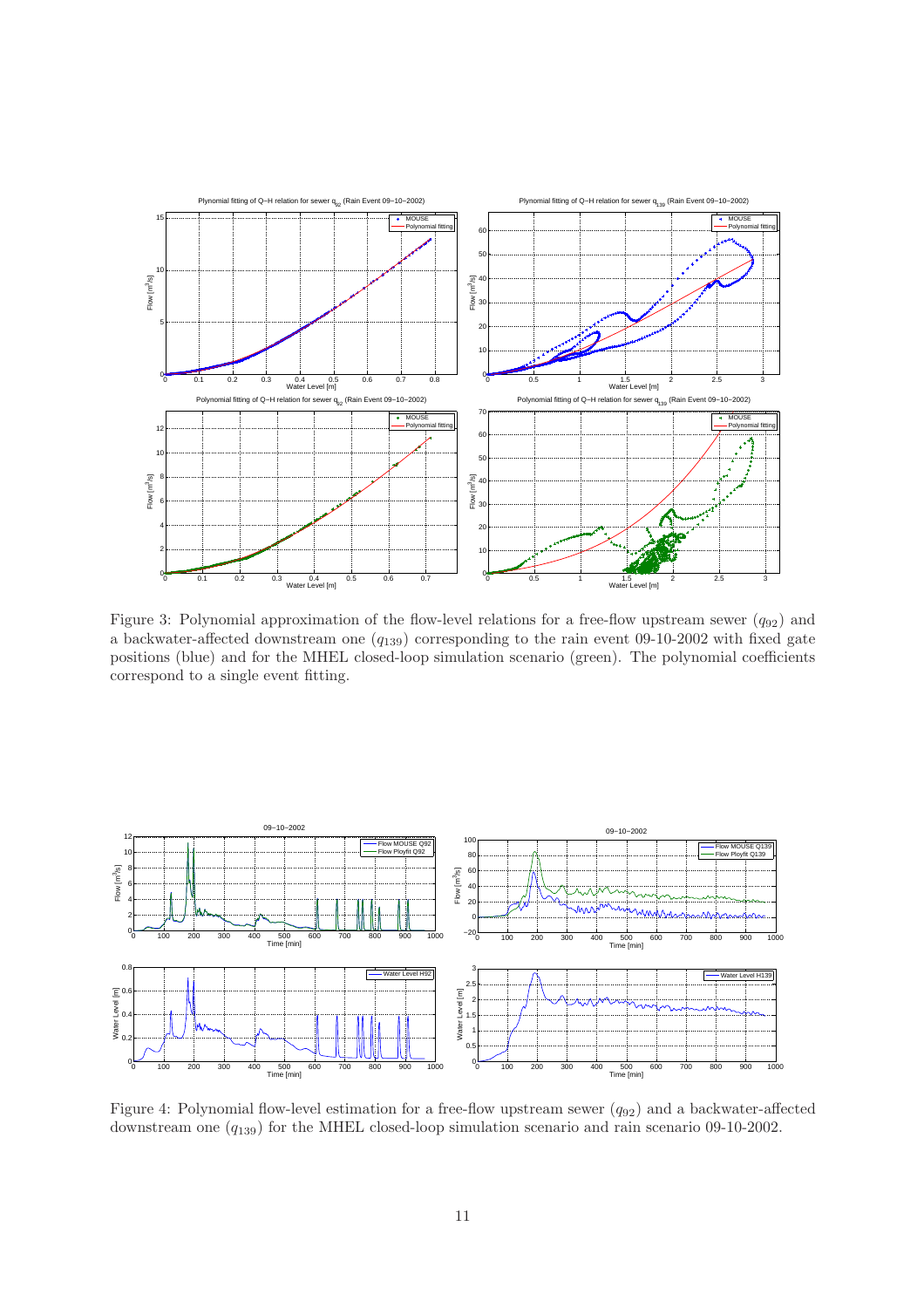Figure 3: Polynomial approximation of the flow-level relations for a free-flow upstream sewer ($q_{92}$) and a backwater-affected downstream one ($q_{139}$) corresponding to the rain event 09-10-2002 with fixed gate positions (blue) and for the MHEL closed-loop simulation scenario (green). The polynomial coefficients correspond to a single event fitting.

Figure 4: Polynomial flow-level estimation for a free-flow upstream sewer ($q_{92}$) and a backwater-affected downstream one ($q_{139}$) for the MHEL closed-loop simulation scenario and rain scenario 09-10-2002.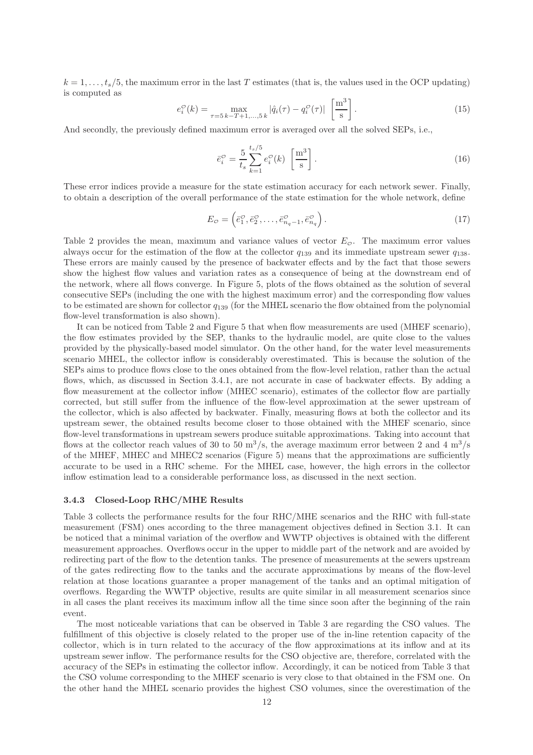$k = 1, \ldots, t_s/5$, the maximum error in the last $T$ estimates (that is, the values used in the OCP updating) is computed as

$$e_i^{\mathcal{O}}(k) = \max_{\tau=5\,k-T+1,\ldots,5\,k} |\hat{q}_i(\tau) - q_i^{\mathcal{O}}(\tau)| \ \left[\frac{\mathrm{m}^3}{\mathrm{s}}\right]. \tag{15}$$

And secondly, the previously defined maximum error is averaged over all the solved SEPs, i.e.,

$$\bar{e}_i^{\mathcal{O}} = \frac{5}{t_s} \sum_{k=1}^{t_s/5} e_i^{\mathcal{O}}(k) \ \left[\frac{\mathrm{m}^3}{\mathrm{s}}\right]. \tag{16}$$

These error indices provide a measure for the state estimation accuracy for each network sewer. Finally, to obtain a description of the overall performance of the state estimation for the whole network, define

$$E_{\mathcal{O}} = \left(\bar{e}_1^{\mathcal{O}}, \bar{e}_2^{\mathcal{O}}, \ldots, \bar{e}_{n_q-1}^{\mathcal{O}}, \bar{e}_{n_q}^{\mathcal{O}}\right). \tag{17}$$

Table 2 provides the mean, maximum and variance values of vector $E_{\mathcal{O}}$. The maximum error values always occur for the estimation of the flow at the collector $q_{139}$ and its immediate upstream sewer $q_{138}$. These errors are mainly caused by the presence of backwater effects and by the fact that those sewers show the highest flow values and variation rates as a consequence of being at the downstream end of the network, where all flows converge. In Figure 5, plots of the flows obtained as the solution of several consecutive SEPs (including the one with the highest maximum error) and the corresponding flow values to be estimated are shown for collector $q_{139}$ (for the MHEL scenario the flow obtained from the polynomial flow-level transformation is also shown).

It can be noticed from Table 2 and Figure 5 that when flow measurements are used (MHEF scenario), the flow estimates provided by the SEP, thanks to the hydraulic model, are quite close to the values provided by the physically-based model simulator. On the other hand, for the water level measurements scenario MHEL, the collector inflow is considerably overestimated. This is because the solution of the SEPs aims to produce flows close to the ones obtained from the flow-level relation, rather than the actual flows, which, as discussed in Section 3.4.1, are not accurate in case of backwater effects. By adding a flow measurement at the collector inflow (MHEC scenario), estimates of the collector flow are partially corrected, but still suffer from the influence of the flow-level approximation at the sewer upstream of the collector, which is also affected by backwater. Finally, measuring flows at both the collector and its upstream sewer, the obtained results become closer to those obtained with the MHEF scenario, since flow-level transformations in upstream sewers produce suitable approximations. Taking into account that flows at the collector reach values of 30 to 50 $\mathrm{m}^3/\mathrm{s}$, the average maximum error between 2 and 4 $\mathrm{m}^3/\mathrm{s}$ of the MHEF, MHEC and MHEC2 scenarios (Figure 5) means that the approximations are sufficiently accurate to be used in a RHC scheme. For the MHEL case, however, the high errors in the collector inflow estimation lead to a considerable performance loss, as discussed in the next section.

### 3.4.3 Closed-Loop RHC/MHE Results

Table 3 collects the performance results for the four RHC/MHE scenarios and the RHC with full-state measurement (FSM) ones according to the three management objectives defined in Section 3.1. It can be noticed that a minimal variation of the overflow and WWTP objectives is obtained with the different measurement approaches. Overflows occur in the upper to middle part of the network and are avoided by redirecting part of the flow to the detention tanks. The presence of measurements at the sewers upstream of the gates redirecting flow to the tanks and the accurate approximations by means of the flow-level relation at those locations guarantee a proper management of the tanks and an optimal mitigation of overflows. Regarding the WWTP objective, results are quite similar in all measurement scenarios since in all cases the plant receives its maximum inflow all the time since soon after the beginning of the rain event.

The most noticeable variations that can be observed in Table 3 are regarding the CSO values. The fulfillment of this objective is closely related to the proper use of the in-line retention capacity of the collector, which is in turn related to the accuracy of the flow approximations at its inflow and at its upstream sewer inflow. The performance results for the CSO objective are, therefore, correlated with the accuracy of the SEPs in estimating the collector inflow. Accordingly, it can be noticed from Table 3 that the CSO volume corresponding to the MHEF scenario is very close to that obtained in the FSM one. On the other hand the MHEL scenario provides the highest CSO volumes, since the overestimation of the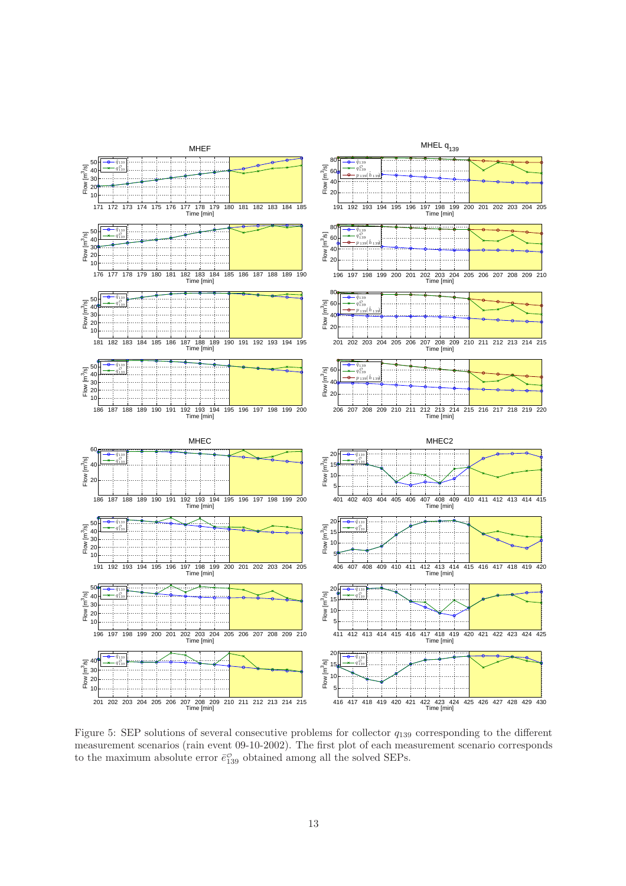Figure 5: SEP solutions of several consecutive problems for collector $q_{139}$ corresponding to the different measurement scenarios (rain event 09-10-2002). The first plot of each measurement scenario corresponds to the maximum absolute error $\bar{e}^{\mathcal{O}}_{139}$ obtained among all the solved SEPs.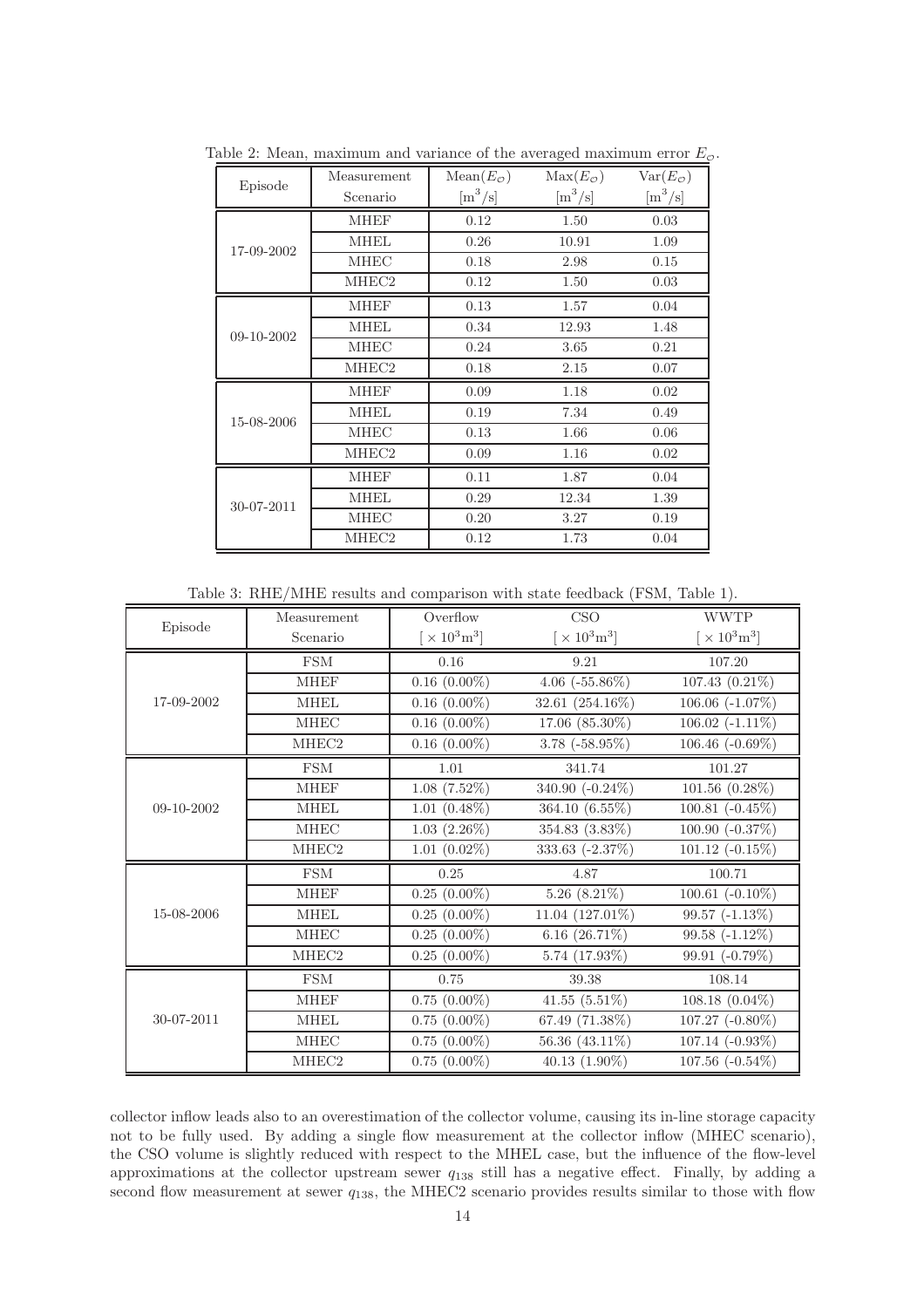Table 2: Mean, maximum and variance of the averaged maximum error $E_{\varnothing}$.

| Episode | Measurement Scenario | Mean($E_{\varnothing}$) [m$^3$/s] | Max($E_{\varnothing}$) [m$^3$/s] | Var($E_{\varnothing}$) [m$^3$/s] |
|---|---|---|---|---|
| 17-09-2002 | MHEF | 0.12 | 1.50 | 0.03 |
| | MHEL | 0.26 | 10.91 | 1.09 |
| | MHEC | 0.18 | 2.98 | 0.15 |
| | MHEC2 | 0.12 | 1.50 | 0.03 |
| 09-10-2002 | MHEF | 0.13 | 1.57 | 0.04 |
| | MHEL | 0.34 | 12.93 | 1.48 |
| | MHEC | 0.24 | 3.65 | 0.21 |
| | MHEC2 | 0.18 | 2.15 | 0.07 |
| 15-08-2006 | MHEF | 0.09 | 1.18 | 0.02 |
| | MHEL | 0.19 | 7.34 | 0.49 |
| | MHEC | 0.13 | 1.66 | 0.06 |
| | MHEC2 | 0.09 | 1.16 | 0.02 |
| 30-07-2011 | MHEF | 0.11 | 1.87 | 0.04 |
| | MHEL | 0.29 | 12.34 | 1.39 |
| | MHEC | 0.20 | 3.27 | 0.19 |
| | MHEC2 | 0.12 | 1.73 | 0.04 |

Table 3: RHE/MHE results and comparison with state feedback (FSM, Table 1).

| Episode | Measurement Scenario | Overflow [$\times 10^3$m$^3$] | CSO [$\times 10^3$m$^3$] | WWTP [$\times 10^3$m$^3$] |
|---|---|---|---|---|
| 17-09-2002 | FSM | 0.16 | 9.21 | 107.20 |
| | MHEF | 0.16 (0.00%) | 4.06 (-55.86%) | 107.43 (0.21%) |
| | MHEL | 0.16 (0.00%) | 32.61 (254.16%) | 106.06 (-1.07%) |
| | MHEC | 0.16 (0.00%) | 17.06 (85.30%) | 106.02 (-1.11%) |
| | MHEC2 | 0.16 (0.00%) | 3.78 (-58.95%) | 106.46 (-0.69%) |
| 09-10-2002 | FSM | 1.01 | 341.74 | 101.27 |
| | MHEF | 1.08 (7.52%) | 340.90 (-0.24%) | 101.56 (0.28%) |
| | MHEL | 1.01 (0.48%) | 364.10 (6.55%) | 100.81 (-0.45%) |
| | MHEC | 1.03 (2.26%) | 354.83 (3.83%) | 100.90 (-0.37%) |
| | MHEC2 | 1.01 (0.02%) | 333.63 (-2.37%) | 101.12 (-0.15%) |
| 15-08-2006 | FSM | 0.25 | 4.87 | 100.71 |
| | MHEF | 0.25 (0.00%) | 5.26 (8.21%) | 100.61 (-0.10%) |
| | MHEL | 0.25 (0.00%) | 11.04 (127.01%) | 99.57 (-1.13%) |
| | MHEC | 0.25 (0.00%) | 6.16 (26.71%) | 99.58 (-1.12%) |
| | MHEC2 | 0.25 (0.00%) | 5.74 (17.93%) | 99.91 (-0.79%) |
| 30-07-2011 | FSM | 0.75 | 39.38 | 108.14 |
| | MHEF | 0.75 (0.00%) | 41.55 (5.51%) | 108.18 (0.04%) |
| | MHEL | 0.75 (0.00%) | 67.49 (71.38%) | 107.27 (-0.80%) |
| | MHEC | 0.75 (0.00%) | 56.36 (43.11%) | 107.14 (-0.93%) |
| | MHEC2 | 0.75 (0.00%) | 40.13 (1.90%) | 107.56 (-0.54%) |

collector inflow leads also to an overestimation of the collector volume, causing its in-line storage capacity not to be fully used. By adding a single flow measurement at the collector inflow (MHEC scenario), the CSO volume is slightly reduced with respect to the MHEL case, but the influence of the flow-level approximations at the collector upstream sewer $q_{138}$ still has a negative effect. Finally, by adding a second flow measurement at sewer $q_{138}$, the MHEC2 scenario provides results similar to those with flow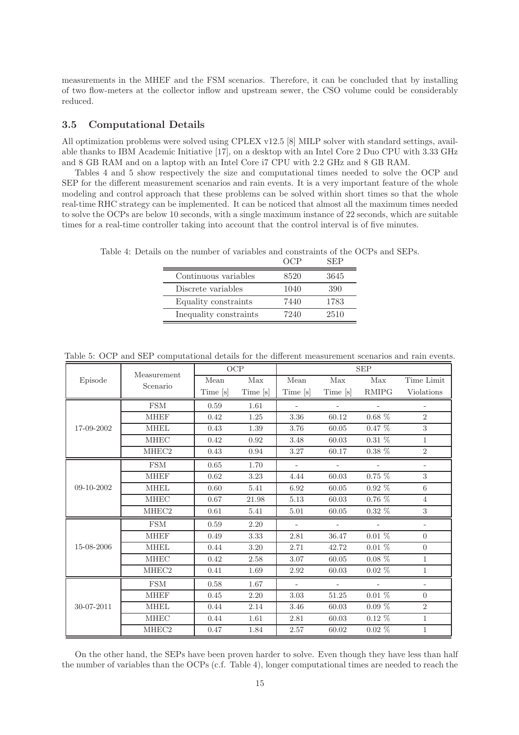measurements in the MHEF and the FSM scenarios. Therefore, it can be concluded that by installing of two flow-meters at the collector inflow and upstream sewer, the CSO volume could be considerably reduced.

### 3.5 Computational Details

All optimization problems were solved using CPLEX v12.5 [8] MILP solver with standard settings, available thanks to IBM Academic Initiative [17], on a desktop with an Intel Core 2 Duo CPU with 3.33 GHz and 8 GB RAM and on a laptop with an Intel Core i7 CPU with 2.2 GHz and 8 GB RAM.

Tables 4 and 5 show respectively the size and computational times needed to solve the OCP and SEP for the different measurement scenarios and rain events. It is a very important feature of the whole modeling and control approach that these problems can be solved within short times so that the whole real-time RHC strategy can be implemented. It can be noticed that almost all the maximum times needed to solve the OCPs are below 10 seconds, with a single maximum instance of 22 seconds, which are suitable times for a real-time controller taking into account that the control interval is of five minutes.

Table 4: Details on the number of variables and constraints of the OCPs and SEPs.

| | OCP | SEP |
|---|---|---|
| Continuous variables | 8520 | 3645 |
| Discrete variables | 1040 | 390 |
| Equality constraints | 7440 | 1783 |
| Inequality constraints | 7240 | 2510 |

Table 5: OCP and SEP computational details for the different measurement scenarios and rain events.

| Episode | Measurement Scenario | OCP | | SEP | | | |
|---|---|---|---|---|---|---|---|
| | | Mean Time [s] | Max Time [s] | Mean Time [s] | Max Time [s] | Max RMIPG | Time Limit Violations |
| 17-09-2002 | FSM | 0.59 | 1.61 | - | - | - | - |
| | MHEF | 0.42 | 1.25 | 3.36 | 60.12 | 0.68 % | 2 |
| | MHEL | 0.43 | 1.39 | 3.76 | 60.05 | 0.47 % | 3 |
| | MHEC | 0.42 | 0.92 | 3.48 | 60.03 | 0.31 % | 1 |
| | MHEC2 | 0.43 | 0.94 | 3.27 | 60.17 | 0.38 % | 2 |
| 09-10-2002 | FSM | 0.65 | 1.70 | - | - | - | - |
| | MHEF | 0.62 | 3.23 | 4.44 | 60.03 | 0.75 % | 3 |
| | MHEL | 0.60 | 5.41 | 6.92 | 60.05 | 0.92 % | 6 |
| | MHEC | 0.67 | 21.98 | 5.13 | 60.03 | 0.76 % | 4 |
| | MHEC2 | 0.61 | 5.41 | 5.01 | 60.05 | 0.32 % | 3 |
| 15-08-2006 | FSM | 0.59 | 2.20 | - | - | - | - |
| | MHEF | 0.49 | 3.33 | 2.81 | 36.47 | 0.01 % | 0 |
| | MHEL | 0.44 | 3.20 | 2.71 | 42.72 | 0.01 % | 0 |
| | MHEC | 0.42 | 2.58 | 3.07 | 60.05 | 0.08 % | 1 |
| | MHEC2 | 0.41 | 1.69 | 2.92 | 60.03 | 0.02 % | 1 |
| 30-07-2011 | FSM | 0.58 | 1.67 | - | - | - | - |
| | MHEF | 0.45 | 2.20 | 3.03 | 51.25 | 0.01 % | 0 |
| | MHEL | 0.44 | 2.14 | 3.46 | 60.03 | 0.09 % | 2 |
| | MHEC | 0.44 | 1.61 | 2.81 | 60.03 | 0.12 % | 1 |
| | MHEC2 | 0.47 | 1.84 | 2.57 | 60.02 | 0.02 % | 1 |

On the other hand, the SEPs have been proven harder to solve. Even though they have less than half the number of variables than the OCPs (c.f. Table 4), longer computational times are needed to reach the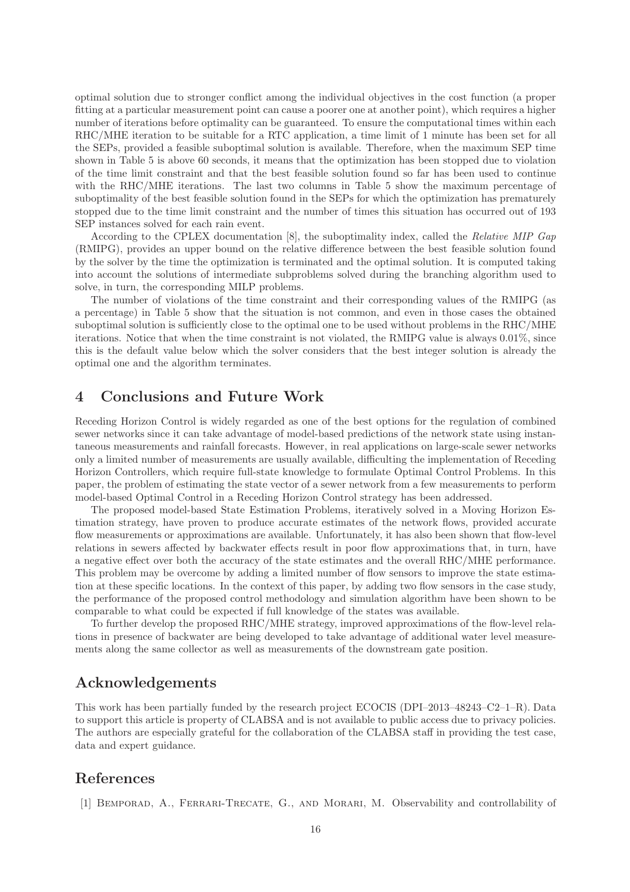optimal solution due to stronger conflict among the individual objectives in the cost function (a proper fitting at a particular measurement point can cause a poorer one at another point), which requires a higher number of iterations before optimality can be guaranteed. To ensure the computational times within each RHC/MHE iteration to be suitable for a RTC application, a time limit of 1 minute has been set for all the SEPs, provided a feasible suboptimal solution is available. Therefore, when the maximum SEP time shown in Table 5 is above 60 seconds, it means that the optimization has been stopped due to violation of the time limit constraint and that the best feasible solution found so far has been used to continue with the RHC/MHE iterations. The last two columns in Table 5 show the maximum percentage of suboptimality of the best feasible solution found in the SEPs for which the optimization has prematurely stopped due to the time limit constraint and the number of times this situation has occurred out of 193 SEP instances solved for each rain event.

According to the CPLEX documentation [8], the suboptimality index, called the *Relative MIP Gap* (RMIPG), provides an upper bound on the relative difference between the best feasible solution found by the solver by the time the optimization is terminated and the optimal solution. It is computed taking into account the solutions of intermediate subproblems solved during the branching algorithm used to solve, in turn, the corresponding MILP problems.

The number of violations of the time constraint and their corresponding values of the RMIPG (as a percentage) in Table 5 show that the situation is not common, and even in those cases the obtained suboptimal solution is sufficiently close to the optimal one to be used without problems in the RHC/MHE iterations. Notice that when the time constraint is not violated, the RMIPG value is always 0.01%, since this is the default value below which the solver considers that the best integer solution is already the optimal one and the algorithm terminates.

# 4 Conclusions and Future Work

Receding Horizon Control is widely regarded as one of the best options for the regulation of combined sewer networks since it can take advantage of model-based predictions of the network state using instantaneous measurements and rainfall forecasts. However, in real applications on large-scale sewer networks only a limited number of measurements are usually available, difficulting the implementation of Receding Horizon Controllers, which require full-state knowledge to formulate Optimal Control Problems. In this paper, the problem of estimating the state vector of a sewer network from a few measurements to perform model-based Optimal Control in a Receding Horizon Control strategy has been addressed.

The proposed model-based State Estimation Problems, iteratively solved in a Moving Horizon Estimation strategy, have proven to produce accurate estimates of the network flows, provided accurate flow measurements or approximations are available. Unfortunately, it has also been shown that flow-level relations in sewers affected by backwater effects result in poor flow approximations that, in turn, have a negative effect over both the accuracy of the state estimates and the overall RHC/MHE performance. This problem may be overcome by adding a limited number of flow sensors to improve the state estimation at these specific locations. In the context of this paper, by adding two flow sensors in the case study, the performance of the proposed control methodology and simulation algorithm have been shown to be comparable to what could be expected if full knowledge of the states was available.

To further develop the proposed RHC/MHE strategy, improved approximations of the flow-level relations in presence of backwater are being developed to take advantage of additional water level measurements along the same collector as well as measurements of the downstream gate position.

# Acknowledgements

This work has been partially funded by the research project ECOCIS (DPI–2013–48243–C2–1–R). Data to support this article is property of CLABSA and is not available to public access due to privacy policies. The authors are especially grateful for the collaboration of the CLABSA staff in providing the test case, data and expert guidance.

# References

[1] Bemporad, A., Ferrari-Trecate, G., and Morari, M. Observability and controllability of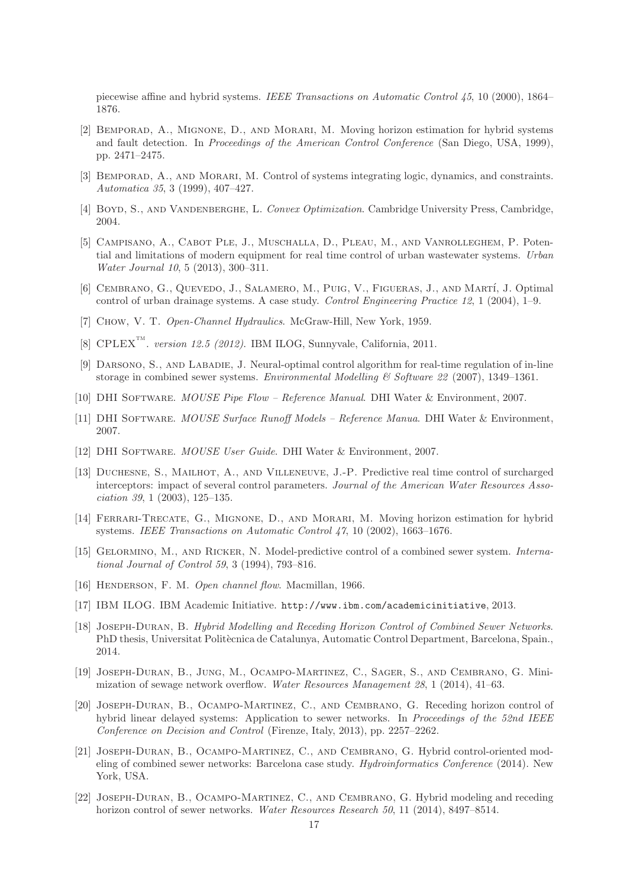piecewise affine and hybrid systems. *IEEE Transactions on Automatic Control 45*, 10 (2000), 1864–1876.

[2] Bemporad, A., Mignone, D., and Morari, M. Moving horizon estimation for hybrid systems and fault detection. In *Proceedings of the American Control Conference* (San Diego, USA, 1999), pp. 2471–2475.

[3] Bemporad, A., and Morari, M. Control of systems integrating logic, dynamics, and constraints. *Automatica 35*, 3 (1999), 407–427.

[4] Boyd, S., and Vandenberghe, L. *Convex Optimization*. Cambridge University Press, Cambridge, 2004.

[5] Campisano, A., Cabot Ple, J., Muschalla, D., Pleau, M., and Vanrolleghem, P. Potential and limitations of modern equipment for real time control of urban wastewater systems. *Urban Water Journal 10*, 5 (2013), 300–311.

[6] Cembrano, G., Quevedo, J., Salamero, M., Puig, V., Figueras, J., and Martí, J. Optimal control of urban drainage systems. A case study. *Control Engineering Practice 12*, 1 (2004), 1–9.

[7] Chow, V. T. *Open-Channel Hydraulics*. McGraw-Hill, New York, 1959.

[8] CPLEX™. *version 12.5 (2012)*. IBM ILOG, Sunnyvale, California, 2011.

[9] Darsono, S., and Labadie, J. Neural-optimal control algorithm for real-time regulation of in-line storage in combined sewer systems. *Environmental Modelling & Software 22* (2007), 1349–1361.

[10] DHI Software. *MOUSE Pipe Flow – Reference Manual*. DHI Water & Environment, 2007.

[11] DHI Software. *MOUSE Surface Runoff Models – Reference Manua*. DHI Water & Environment, 2007.

[12] DHI Software. *MOUSE User Guide*. DHI Water & Environment, 2007.

[13] Duchesne, S., Mailhot, A., and Villeneuve, J.-P. Predictive real time control of surcharged interceptors: impact of several control parameters. *Journal of the American Water Resources Association 39*, 1 (2003), 125–135.

[14] Ferrari-Trecate, G., Mignone, D., and Morari, M. Moving horizon estimation for hybrid systems. *IEEE Transactions on Automatic Control 47*, 10 (2002), 1663–1676.

[15] Gelormino, M., and Ricker, N. Model-predictive control of a combined sewer system. *International Journal of Control 59*, 3 (1994), 793–816.

[16] Henderson, F. M. *Open channel flow*. Macmillan, 1966.

[17] IBM ILOG. IBM Academic Initiative. http://www.ibm.com/academicinitiative, 2013.

[18] Joseph-Duran, B. *Hybrid Modelling and Receding Horizon Control of Combined Sewer Networks*. PhD thesis, Universitat Politècnica de Catalunya, Automatic Control Department, Barcelona, Spain., 2014.

[19] Joseph-Duran, B., Jung, M., Ocampo-Martinez, C., Sager, S., and Cembrano, G. Minimization of sewage network overflow. *Water Resources Management 28*, 1 (2014), 41–63.

[20] Joseph-Duran, B., Ocampo-Martinez, C., and Cembrano, G. Receding horizon control of hybrid linear delayed systems: Application to sewer networks. In *Proceedings of the 52nd IEEE Conference on Decision and Control* (Firenze, Italy, 2013), pp. 2257–2262.

[21] Joseph-Duran, B., Ocampo-Martinez, C., and Cembrano, G. Hybrid control-oriented modeling of combined sewer networks: Barcelona case study. *Hydroinformatics Conference* (2014). New York, USA.

[22] Joseph-Duran, B., Ocampo-Martinez, C., and Cembrano, G. Hybrid modeling and receding horizon control of sewer networks. *Water Resources Research 50*, 11 (2014), 8497–8514.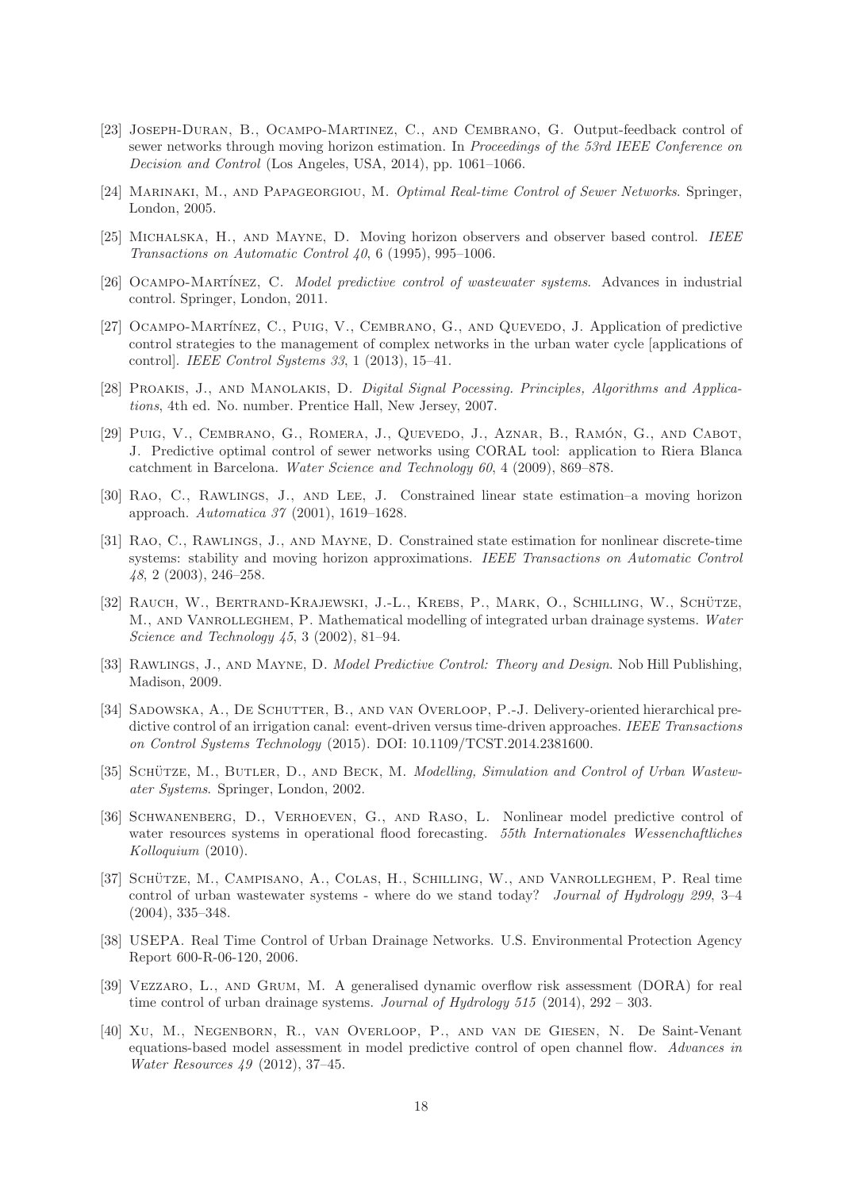[23] Joseph-Duran, B., Ocampo-Martinez, C., and Cembrano, G. Output-feedback control of sewer networks through moving horizon estimation. In *Proceedings of the 53rd IEEE Conference on Decision and Control* (Los Angeles, USA, 2014), pp. 1061–1066.

[24] Marinaki, M., and Papageorgiou, M. *Optimal Real-time Control of Sewer Networks*. Springer, London, 2005.

[25] Michalska, H., and Mayne, D. Moving horizon observers and observer based control. *IEEE Transactions on Automatic Control 40*, 6 (1995), 995–1006.

[26] Ocampo-Martínez, C. *Model predictive control of wastewater systems*. Advances in industrial control. Springer, London, 2011.

[27] Ocampo-Martínez, C., Puig, V., Cembrano, G., and Quevedo, J. Application of predictive control strategies to the management of complex networks in the urban water cycle [applications of control]. *IEEE Control Systems 33*, 1 (2013), 15–41.

[28] Proakis, J., and Manolakis, D. *Digital Signal Pocessing. Principles, Algorithms and Applications*, 4th ed. No. number. Prentice Hall, New Jersey, 2007.

[29] Puig, V., Cembrano, G., Romera, J., Quevedo, J., Aznar, B., Ramón, G., and Cabot, J. Predictive optimal control of sewer networks using CORAL tool: application to Riera Blanca catchment in Barcelona. *Water Science and Technology 60*, 4 (2009), 869–878.

[30] Rao, C., Rawlings, J., and Lee, J. Constrained linear state estimation–a moving horizon approach. *Automatica 37* (2001), 1619–1628.

[31] Rao, C., Rawlings, J., and Mayne, D. Constrained state estimation for nonlinear discrete-time systems: stability and moving horizon approximations. *IEEE Transactions on Automatic Control 48*, 2 (2003), 246–258.

[32] Rauch, W., Bertrand-Krajewski, J.-L., Krebs, P., Mark, O., Schilling, W., Schütze, M., and Vanrolleghem, P. Mathematical modelling of integrated urban drainage systems. *Water Science and Technology 45*, 3 (2002), 81–94.

[33] Rawlings, J., and Mayne, D. *Model Predictive Control: Theory and Design*. Nob Hill Publishing, Madison, 2009.

[34] Sadowska, A., De Schutter, B., and van Overloop, P.-J. Delivery-oriented hierarchical predictive control of an irrigation canal: event-driven versus time-driven approaches. *IEEE Transactions on Control Systems Technology* (2015). DOI: 10.1109/TCST.2014.2381600.

[35] Schütze, M., Butler, D., and Beck, M. *Modelling, Simulation and Control of Urban Wastewater Systems*. Springer, London, 2002.

[36] Schwanenberg, D., Verhoeven, G., and Raso, L. Nonlinear model predictive control of water resources systems in operational flood forecasting. *55th Internationales Wessenchaftliches Kolloquium* (2010).

[37] Schütze, M., Campisano, A., Colas, H., Schilling, W., and Vanrolleghem, P. Real time control of urban wastewater systems - where do we stand today? *Journal of Hydrology 299*, 3–4 (2004), 335–348.

[38] USEPA. Real Time Control of Urban Drainage Networks. U.S. Environmental Protection Agency Report 600-R-06-120, 2006.

[39] Vezzaro, L., and Grum, M. A generalised dynamic overflow risk assessment (DORA) for real time control of urban drainage systems. *Journal of Hydrology 515* (2014), 292 – 303.

[40] Xu, M., Negenborn, R., van Overloop, P., and van de Giesen, N. De Saint-Venant equations-based model assessment in model predictive control of open channel flow. *Advances in Water Resources 49* (2012), 37–45.